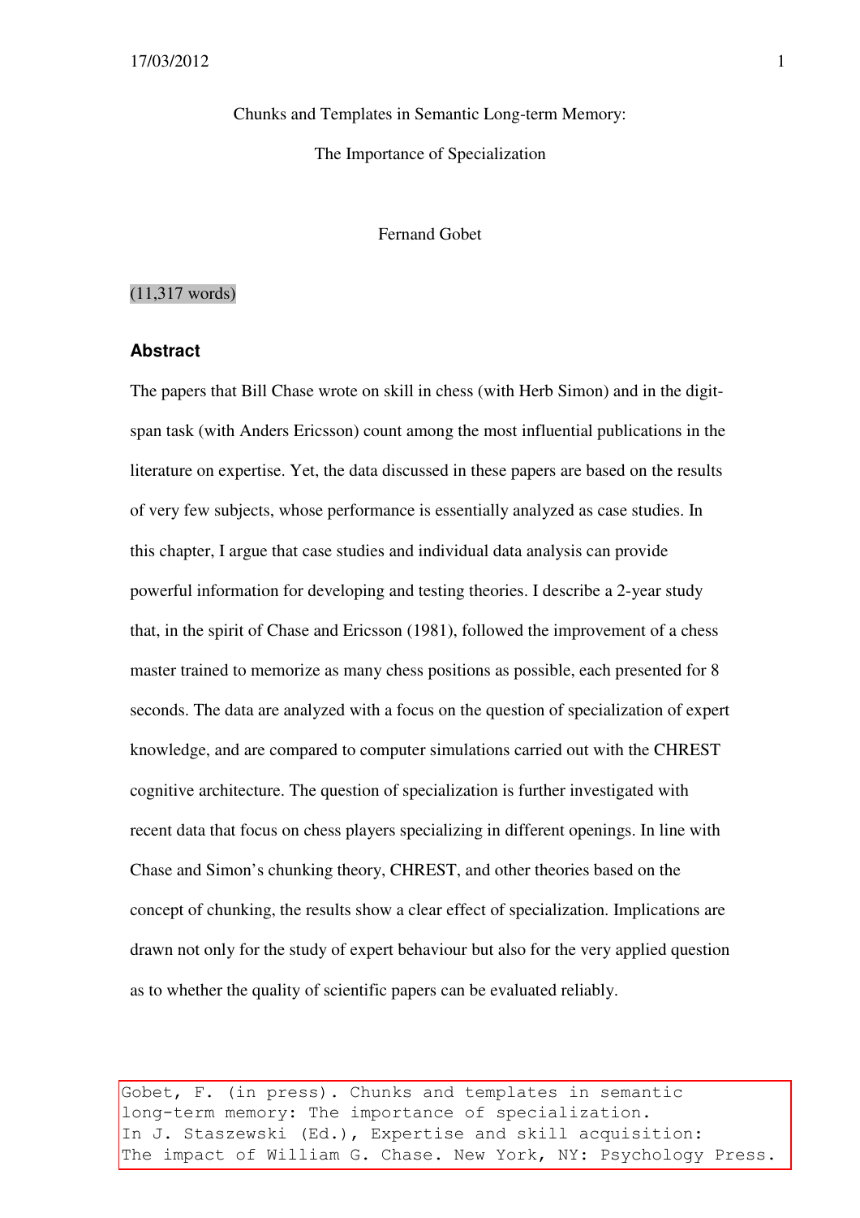# Chunks and Templates in Semantic Long-term Memory: The Importance of Specialization

Fernand Gobet

(11,317 words)

## Abstract

The papers that Bill Chase wrote on skill in chess (with Herb Simon) and in the digit-span task (with Anders Ericsson) count among the most influential publications in the literature on expertise. Yet, the data discussed in these papers are based on the results of very few subjects, whose performance is essentially analyzed as case studies. In this chapter, I argue that case studies and individual data analysis can provide powerful information for developing and testing theories. I describe a 2-year study that, in the spirit of Chase and Ericsson (1981), followed the improvement of a chess master trained to memorize as many chess positions as possible, each presented for 8 seconds. The data are analyzed with a focus on the question of specialization of expert knowledge, and are compared to computer simulations carried out with the CHREST cognitive architecture. The question of specialization is further investigated with recent data that focus on chess players specializing in different openings. In line with Chase and Simon's chunking theory, CHREST, and other theories based on the concept of chunking, the results show a clear effect of specialization. Implications are drawn not only for the study of expert behaviour but also for the very applied question as to whether the quality of scientific papers can be evaluated reliably.

Gobet, F. (in press). Chunks and templates in semantic long-term memory: The importance of specialization. In J. Staszewski (Ed.), Expertise and skill acquisition: The impact of William G. Chase. New York, NY: Psychology Press.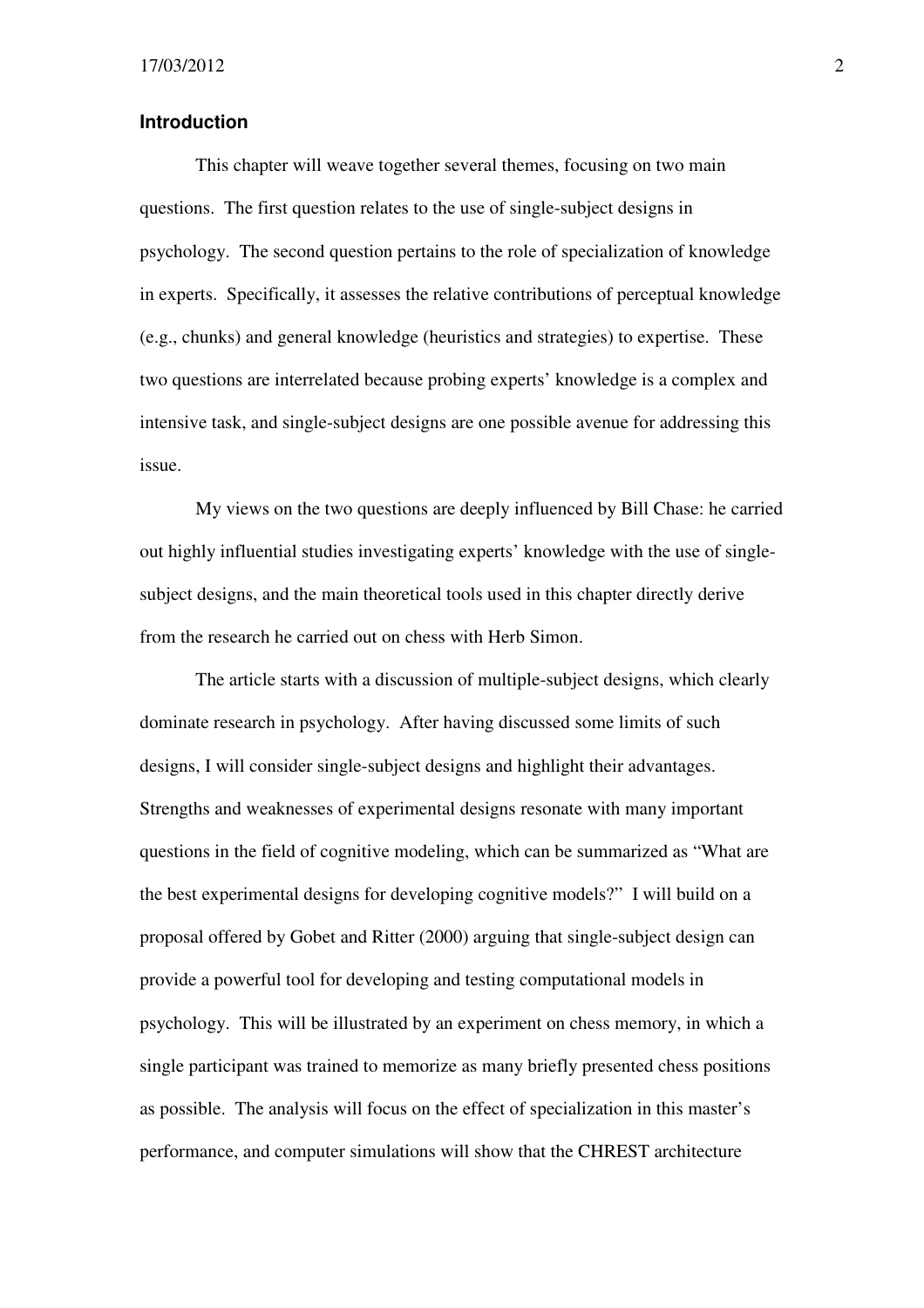## Introduction

This chapter will weave together several themes, focusing on two main questions. The first question relates to the use of single-subject designs in psychology. The second question pertains to the role of specialization of knowledge in experts. Specifically, it assesses the relative contributions of perceptual knowledge (e.g., chunks) and general knowledge (heuristics and strategies) to expertise. These two questions are interrelated because probing experts' knowledge is a complex and intensive task, and single-subject designs are one possible avenue for addressing this issue.

My views on the two questions are deeply influenced by Bill Chase: he carried out highly influential studies investigating experts' knowledge with the use of single-subject designs, and the main theoretical tools used in this chapter directly derive from the research he carried out on chess with Herb Simon.

The article starts with a discussion of multiple-subject designs, which clearly dominate research in psychology. After having discussed some limits of such designs, I will consider single-subject designs and highlight their advantages. Strengths and weaknesses of experimental designs resonate with many important questions in the field of cognitive modeling, which can be summarized as "What are the best experimental designs for developing cognitive models?" I will build on a proposal offered by Gobet and Ritter (2000) arguing that single-subject design can provide a powerful tool for developing and testing computational models in psychology. This will be illustrated by an experiment on chess memory, in which a single participant was trained to memorize as many briefly presented chess positions as possible. The analysis will focus on the effect of specialization in this master's performance, and computer simulations will show that the CHREST architecture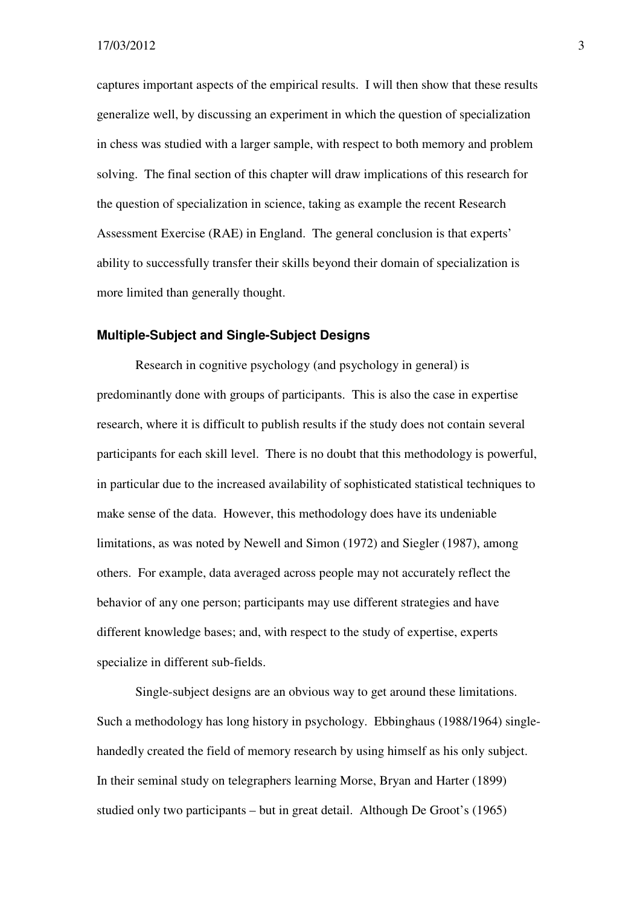captures important aspects of the empirical results. I will then show that these results generalize well, by discussing an experiment in which the question of specialization in chess was studied with a larger sample, with respect to both memory and problem solving. The final section of this chapter will draw implications of this research for the question of specialization in science, taking as example the recent Research Assessment Exercise (RAE) in England. The general conclusion is that experts' ability to successfully transfer their skills beyond their domain of specialization is more limited than generally thought.

## Multiple-Subject and Single-Subject Designs

Research in cognitive psychology (and psychology in general) is predominantly done with groups of participants. This is also the case in expertise research, where it is difficult to publish results if the study does not contain several participants for each skill level. There is no doubt that this methodology is powerful, in particular due to the increased availability of sophisticated statistical techniques to make sense of the data. However, this methodology does have its undeniable limitations, as was noted by Newell and Simon (1972) and Siegler (1987), among others. For example, data averaged across people may not accurately reflect the behavior of any one person; participants may use different strategies and have different knowledge bases; and, with respect to the study of expertise, experts specialize in different sub-fields.

Single-subject designs are an obvious way to get around these limitations. Such a methodology has long history in psychology. Ebbinghaus (1988/1964) single-handedly created the field of memory research by using himself as his only subject. In their seminal study on telegraphers learning Morse, Bryan and Harter (1899) studied only two participants – but in great detail. Although De Groot's (1965)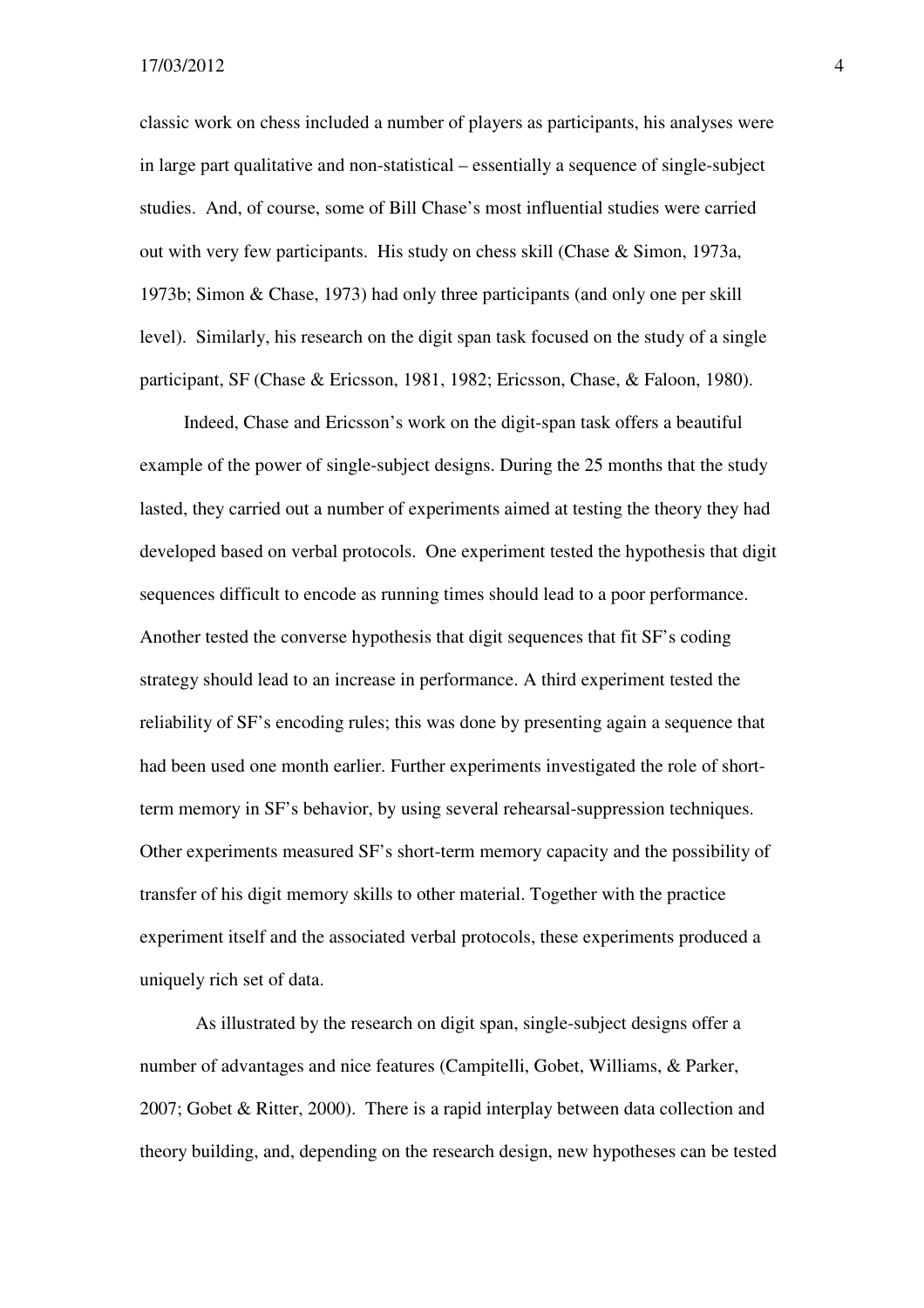classic work on chess included a number of players as participants, his analyses were in large part qualitative and non-statistical – essentially a sequence of single-subject studies. And, of course, some of Bill Chase's most influential studies were carried out with very few participants. His study on chess skill (Chase & Simon, 1973a, 1973b; Simon & Chase, 1973) had only three participants (and only one per skill level). Similarly, his research on the digit span task focused on the study of a single participant, SF (Chase & Ericsson, 1981, 1982; Ericsson, Chase, & Faloon, 1980).

Indeed, Chase and Ericsson's work on the digit-span task offers a beautiful example of the power of single-subject designs. During the 25 months that the study lasted, they carried out a number of experiments aimed at testing the theory they had developed based on verbal protocols. One experiment tested the hypothesis that digit sequences difficult to encode as running times should lead to a poor performance. Another tested the converse hypothesis that digit sequences that fit SF's coding strategy should lead to an increase in performance. A third experiment tested the reliability of SF's encoding rules; this was done by presenting again a sequence that had been used one month earlier. Further experiments investigated the role of short-term memory in SF's behavior, by using several rehearsal-suppression techniques. Other experiments measured SF's short-term memory capacity and the possibility of transfer of his digit memory skills to other material. Together with the practice experiment itself and the associated verbal protocols, these experiments produced a uniquely rich set of data.

As illustrated by the research on digit span, single-subject designs offer a number of advantages and nice features (Campitelli, Gobet, Williams, & Parker, 2007; Gobet & Ritter, 2000). There is a rapid interplay between data collection and theory building, and, depending on the research design, new hypotheses can be tested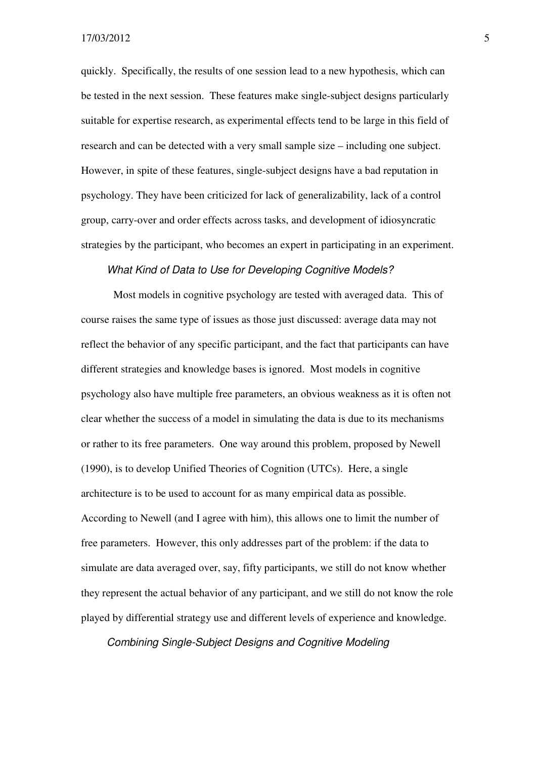quickly. Specifically, the results of one session lead to a new hypothesis, which can be tested in the next session. These features make single-subject designs particularly suitable for expertise research, as experimental effects tend to be large in this field of research and can be detected with a very small sample size – including one subject. However, in spite of these features, single-subject designs have a bad reputation in psychology. They have been criticized for lack of generalizability, lack of a control group, carry-over and order effects across tasks, and development of idiosyncratic strategies by the participant, who becomes an expert in participating in an experiment.

### *What Kind of Data to Use for Developing Cognitive Models?*

Most models in cognitive psychology are tested with averaged data. This of course raises the same type of issues as those just discussed: average data may not reflect the behavior of any specific participant, and the fact that participants can have different strategies and knowledge bases is ignored. Most models in cognitive psychology also have multiple free parameters, an obvious weakness as it is often not clear whether the success of a model in simulating the data is due to its mechanisms or rather to its free parameters. One way around this problem, proposed by Newell (1990), is to develop Unified Theories of Cognition (UTCs). Here, a single architecture is to be used to account for as many empirical data as possible. According to Newell (and I agree with him), this allows one to limit the number of free parameters. However, this only addresses part of the problem: if the data to simulate are data averaged over, say, fifty participants, we still do not know whether they represent the actual behavior of any participant, and we still do not know the role played by differential strategy use and different levels of experience and knowledge.

### *Combining Single-Subject Designs and Cognitive Modeling*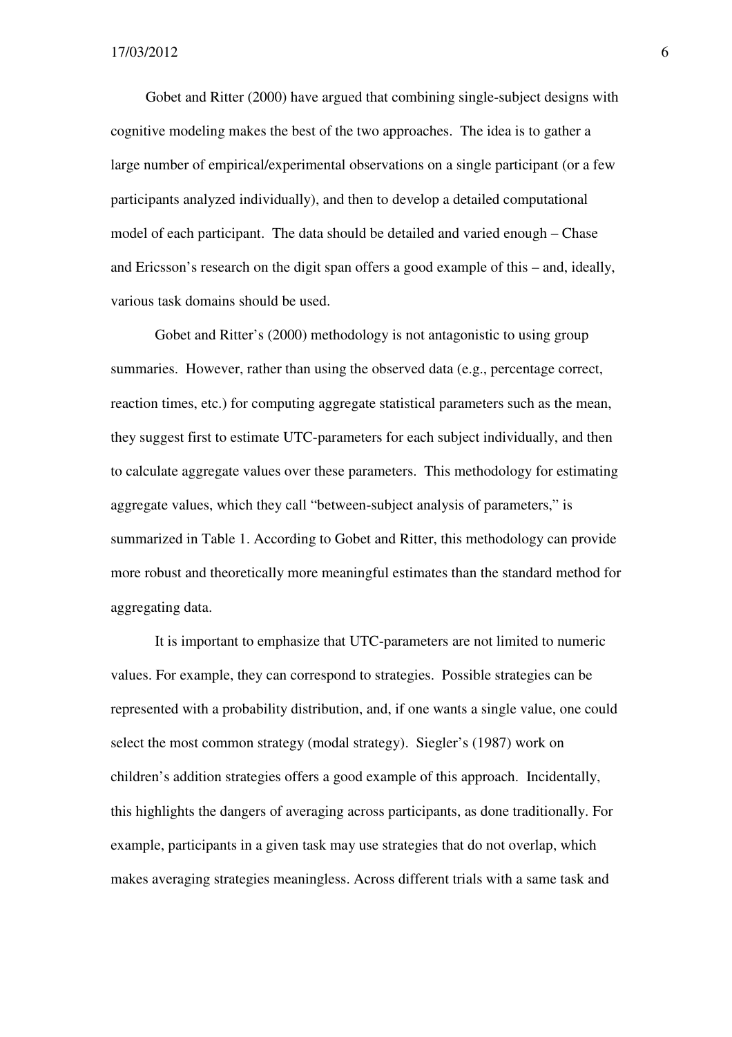Gobet and Ritter (2000) have argued that combining single-subject designs with cognitive modeling makes the best of the two approaches. The idea is to gather a large number of empirical/experimental observations on a single participant (or a few participants analyzed individually), and then to develop a detailed computational model of each participant. The data should be detailed and varied enough – Chase and Ericsson's research on the digit span offers a good example of this – and, ideally, various task domains should be used.

Gobet and Ritter's (2000) methodology is not antagonistic to using group summaries. However, rather than using the observed data (e.g., percentage correct, reaction times, etc.) for computing aggregate statistical parameters such as the mean, they suggest first to estimate UTC-parameters for each subject individually, and then to calculate aggregate values over these parameters. This methodology for estimating aggregate values, which they call "between-subject analysis of parameters," is summarized in Table 1. According to Gobet and Ritter, this methodology can provide more robust and theoretically more meaningful estimates than the standard method for aggregating data.

It is important to emphasize that UTC-parameters are not limited to numeric values. For example, they can correspond to strategies. Possible strategies can be represented with a probability distribution, and, if one wants a single value, one could select the most common strategy (modal strategy). Siegler's (1987) work on children's addition strategies offers a good example of this approach. Incidentally, this highlights the dangers of averaging across participants, as done traditionally. For example, participants in a given task may use strategies that do not overlap, which makes averaging strategies meaningless. Across different trials with a same task and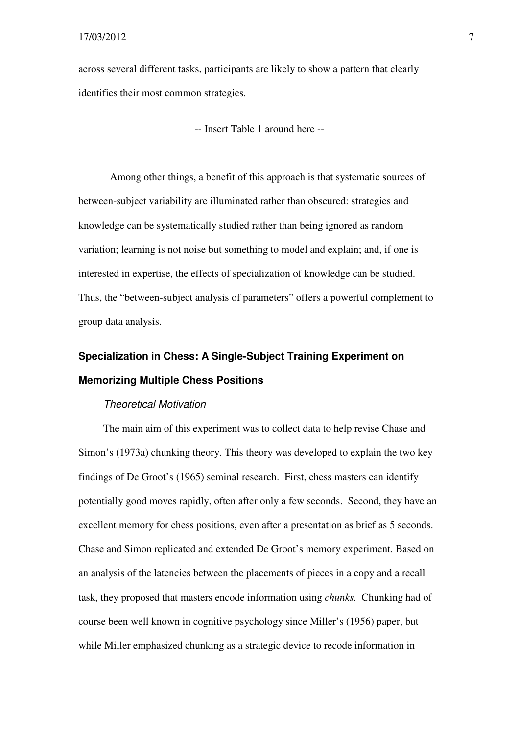across several different tasks, participants are likely to show a pattern that clearly identifies their most common strategies.

-- Insert Table 1 around here --

Among other things, a benefit of this approach is that systematic sources of between-subject variability are illuminated rather than obscured: strategies and knowledge can be systematically studied rather than being ignored as random variation; learning is not noise but something to model and explain; and, if one is interested in expertise, the effects of specialization of knowledge can be studied. Thus, the "between-subject analysis of parameters" offers a powerful complement to group data analysis.

## Specialization in Chess: A Single-Subject Training Experiment on Memorizing Multiple Chess Positions

### *Theoretical Motivation*

The main aim of this experiment was to collect data to help revise Chase and Simon's (1973a) chunking theory. This theory was developed to explain the two key findings of De Groot's (1965) seminal research. First, chess masters can identify potentially good moves rapidly, often after only a few seconds. Second, they have an excellent memory for chess positions, even after a presentation as brief as 5 seconds. Chase and Simon replicated and extended De Groot's memory experiment. Based on an analysis of the latencies between the placements of pieces in a copy and a recall task, they proposed that masters encode information using *chunks.* Chunking had of course been well known in cognitive psychology since Miller's (1956) paper, but while Miller emphasized chunking as a strategic device to recode information in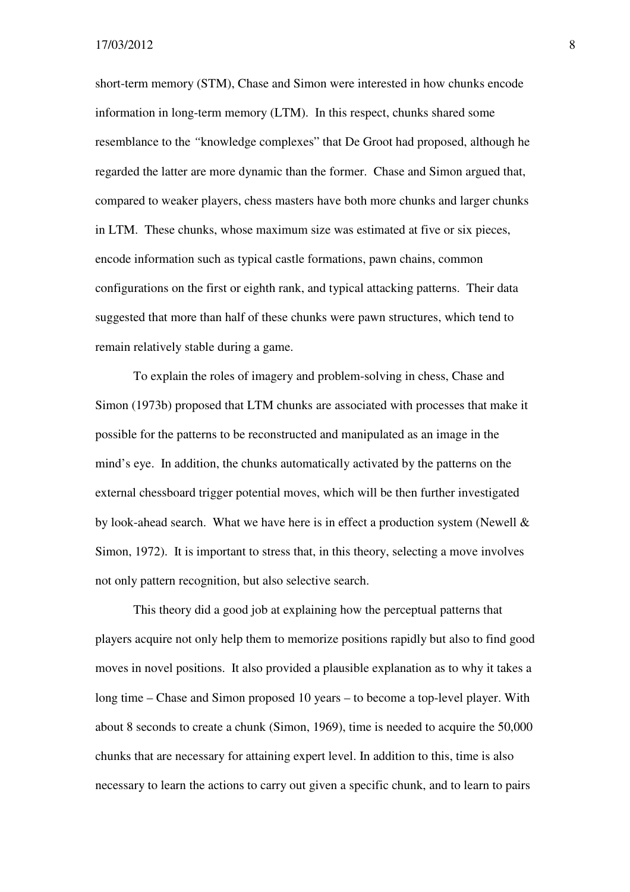short-term memory (STM), Chase and Simon were interested in how chunks encode information in long-term memory (LTM). In this respect, chunks shared some resemblance to the "knowledge complexes" that De Groot had proposed, although he regarded the latter are more dynamic than the former. Chase and Simon argued that, compared to weaker players, chess masters have both more chunks and larger chunks in LTM. These chunks, whose maximum size was estimated at five or six pieces, encode information such as typical castle formations, pawn chains, common configurations on the first or eighth rank, and typical attacking patterns. Their data suggested that more than half of these chunks were pawn structures, which tend to remain relatively stable during a game.

To explain the roles of imagery and problem-solving in chess, Chase and Simon (1973b) proposed that LTM chunks are associated with processes that make it possible for the patterns to be reconstructed and manipulated as an image in the mind's eye. In addition, the chunks automatically activated by the patterns on the external chessboard trigger potential moves, which will be then further investigated by look-ahead search. What we have here is in effect a production system (Newell & Simon, 1972). It is important to stress that, in this theory, selecting a move involves not only pattern recognition, but also selective search.

This theory did a good job at explaining how the perceptual patterns that players acquire not only help them to memorize positions rapidly but also to find good moves in novel positions. It also provided a plausible explanation as to why it takes a long time – Chase and Simon proposed 10 years – to become a top-level player. With about 8 seconds to create a chunk (Simon, 1969), time is needed to acquire the 50,000 chunks that are necessary for attaining expert level. In addition to this, time is also necessary to learn the actions to carry out given a specific chunk, and to learn to pairs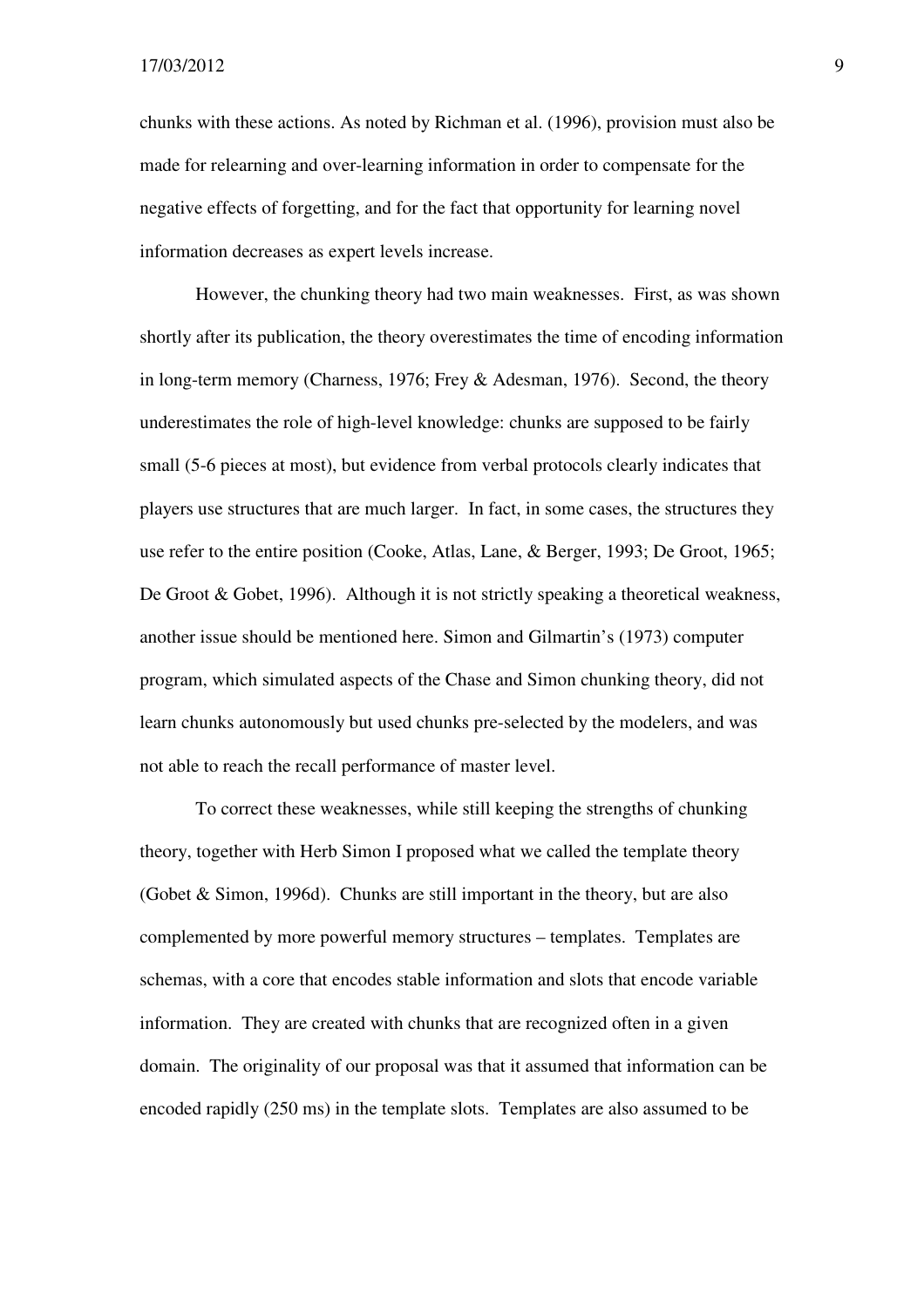chunks with these actions. As noted by Richman et al. (1996), provision must also be made for relearning and over-learning information in order to compensate for the negative effects of forgetting, and for the fact that opportunity for learning novel information decreases as expert levels increase.

However, the chunking theory had two main weaknesses. First, as was shown shortly after its publication, the theory overestimates the time of encoding information in long-term memory (Charness, 1976; Frey & Adesman, 1976). Second, the theory underestimates the role of high-level knowledge: chunks are supposed to be fairly small (5-6 pieces at most), but evidence from verbal protocols clearly indicates that players use structures that are much larger. In fact, in some cases, the structures they use refer to the entire position (Cooke, Atlas, Lane, & Berger, 1993; De Groot, 1965; De Groot & Gobet, 1996). Although it is not strictly speaking a theoretical weakness, another issue should be mentioned here. Simon and Gilmartin's (1973) computer program, which simulated aspects of the Chase and Simon chunking theory, did not learn chunks autonomously but used chunks pre-selected by the modelers, and was not able to reach the recall performance of master level.

To correct these weaknesses, while still keeping the strengths of chunking theory, together with Herb Simon I proposed what we called the template theory (Gobet & Simon, 1996d). Chunks are still important in the theory, but are also complemented by more powerful memory structures – templates. Templates are schemas, with a core that encodes stable information and slots that encode variable information. They are created with chunks that are recognized often in a given domain. The originality of our proposal was that it assumed that information can be encoded rapidly (250 ms) in the template slots. Templates are also assumed to be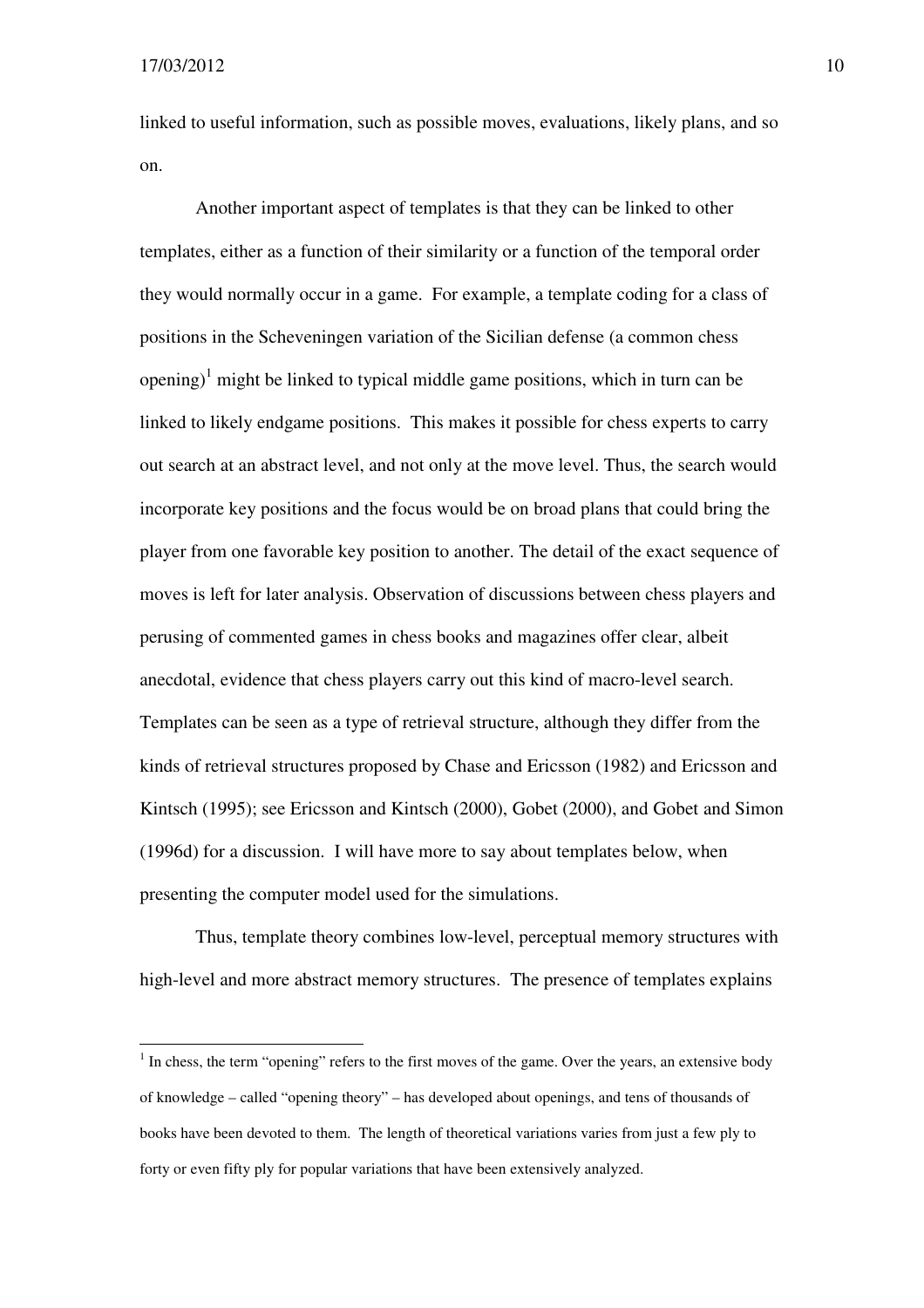linked to useful information, such as possible moves, evaluations, likely plans, and so on.

Another important aspect of templates is that they can be linked to other templates, either as a function of their similarity or a function of the temporal order they would normally occur in a game. For example, a template coding for a class of positions in the Scheveningen variation of the Sicilian defense (a common chess opening)[1] might be linked to typical middle game positions, which in turn can be linked to likely endgame positions. This makes it possible for chess experts to carry out search at an abstract level, and not only at the move level. Thus, the search would incorporate key positions and the focus would be on broad plans that could bring the player from one favorable key position to another. The detail of the exact sequence of moves is left for later analysis. Observation of discussions between chess players and perusing of commented games in chess books and magazines offer clear, albeit anecdotal, evidence that chess players carry out this kind of macro-level search. Templates can be seen as a type of retrieval structure, although they differ from the kinds of retrieval structures proposed by Chase and Ericsson (1982) and Ericsson and Kintsch (1995); see Ericsson and Kintsch (2000), Gobet (2000), and Gobet and Simon (1996d) for a discussion. I will have more to say about templates below, when presenting the computer model used for the simulations.

Thus, template theory combines low-level, perceptual memory structures with high-level and more abstract memory structures. The presence of templates explains

[1] In chess, the term "opening" refers to the first moves of the game. Over the years, an extensive body of knowledge – called "opening theory" – has developed about openings, and tens of thousands of books have been devoted to them. The length of theoretical variations varies from just a few ply to forty or even fifty ply for popular variations that have been extensively analyzed.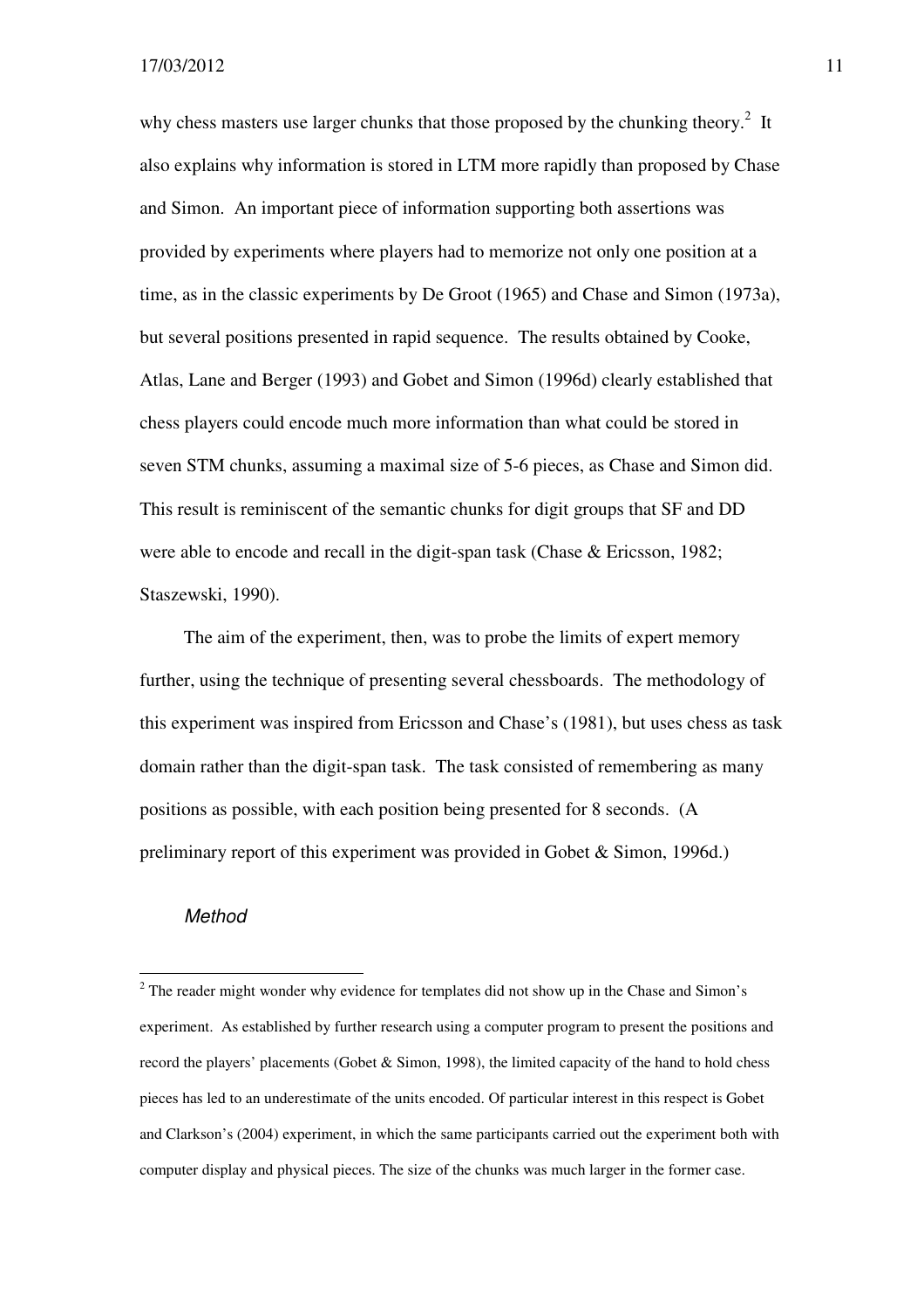why chess masters use larger chunks that those proposed by the chunking theory.[2] It also explains why information is stored in LTM more rapidly than proposed by Chase and Simon. An important piece of information supporting both assertions was provided by experiments where players had to memorize not only one position at a time, as in the classic experiments by De Groot (1965) and Chase and Simon (1973a), but several positions presented in rapid sequence. The results obtained by Cooke, Atlas, Lane and Berger (1993) and Gobet and Simon (1996d) clearly established that chess players could encode much more information than what could be stored in seven STM chunks, assuming a maximal size of 5-6 pieces, as Chase and Simon did. This result is reminiscent of the semantic chunks for digit groups that SF and DD were able to encode and recall in the digit-span task (Chase & Ericsson, 1982; Staszewski, 1990).

The aim of the experiment, then, was to probe the limits of expert memory further, using the technique of presenting several chessboards. The methodology of this experiment was inspired from Ericsson and Chase's (1981), but uses chess as task domain rather than the digit-span task. The task consisted of remembering as many positions as possible, with each position being presented for 8 seconds. (A preliminary report of this experiment was provided in Gobet & Simon, 1996d.)

### *Method*

[2] The reader might wonder why evidence for templates did not show up in the Chase and Simon's experiment. As established by further research using a computer program to present the positions and record the players' placements (Gobet & Simon, 1998), the limited capacity of the hand to hold chess pieces has led to an underestimate of the units encoded. Of particular interest in this respect is Gobet and Clarkson's (2004) experiment, in which the same participants carried out the experiment both with computer display and physical pieces. The size of the chunks was much larger in the former case.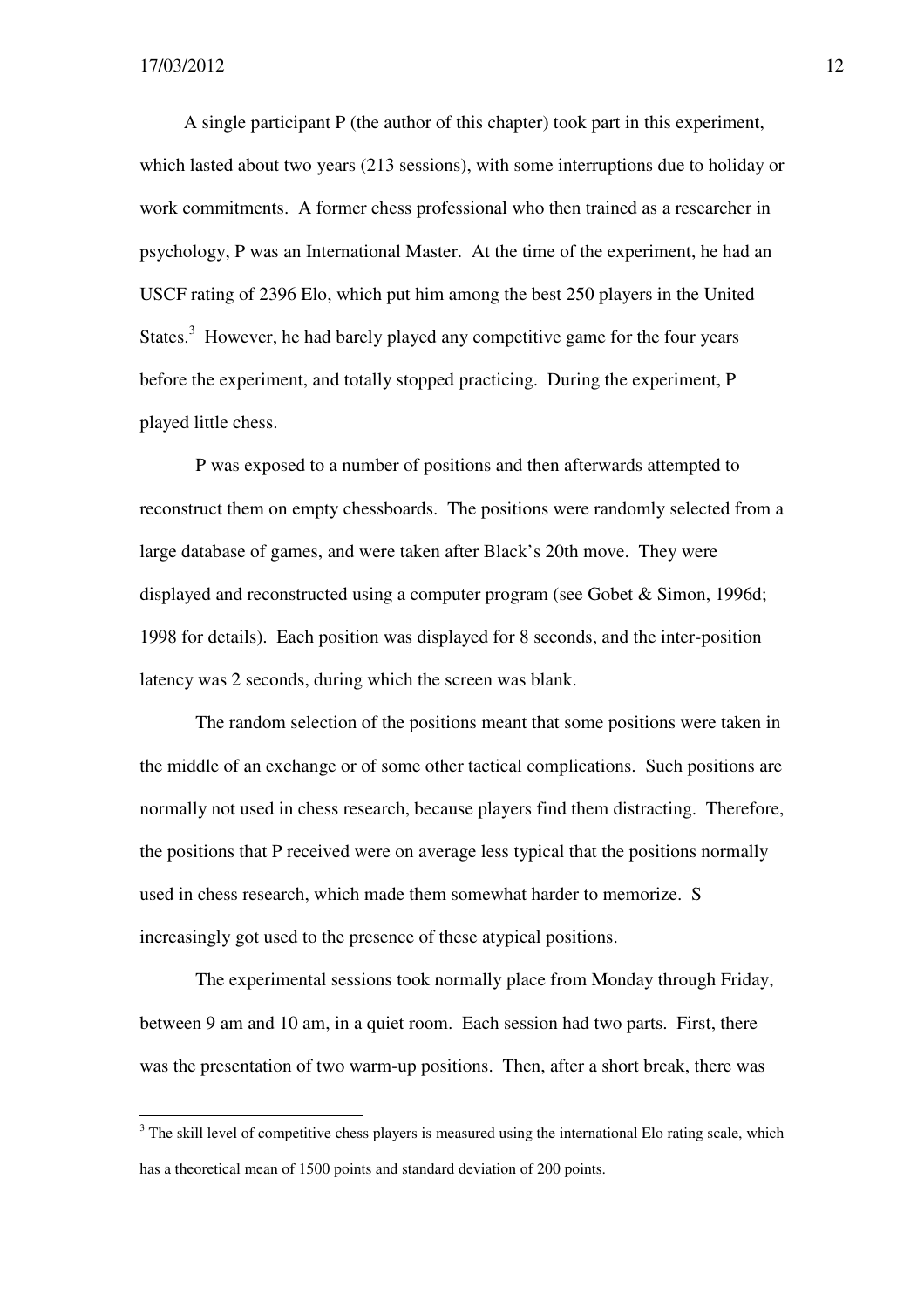A single participant P (the author of this chapter) took part in this experiment, which lasted about two years (213 sessions), with some interruptions due to holiday or work commitments. A former chess professional who then trained as a researcher in psychology, P was an International Master. At the time of the experiment, he had an USCF rating of 2396 Elo, which put him among the best 250 players in the United States.[3] However, he had barely played any competitive game for the four years before the experiment, and totally stopped practicing. During the experiment, P played little chess.

P was exposed to a number of positions and then afterwards attempted to reconstruct them on empty chessboards. The positions were randomly selected from a large database of games, and were taken after Black's 20th move. They were displayed and reconstructed using a computer program (see Gobet & Simon, 1996d; 1998 for details). Each position was displayed for 8 seconds, and the inter-position latency was 2 seconds, during which the screen was blank.

The random selection of the positions meant that some positions were taken in the middle of an exchange or of some other tactical complications. Such positions are normally not used in chess research, because players find them distracting. Therefore, the positions that P received were on average less typical that the positions normally used in chess research, which made them somewhat harder to memorize. S increasingly got used to the presence of these atypical positions.

The experimental sessions took normally place from Monday through Friday, between 9 am and 10 am, in a quiet room. Each session had two parts. First, there was the presentation of two warm-up positions. Then, after a short break, there was

[3] The skill level of competitive chess players is measured using the international Elo rating scale, which has a theoretical mean of 1500 points and standard deviation of 200 points.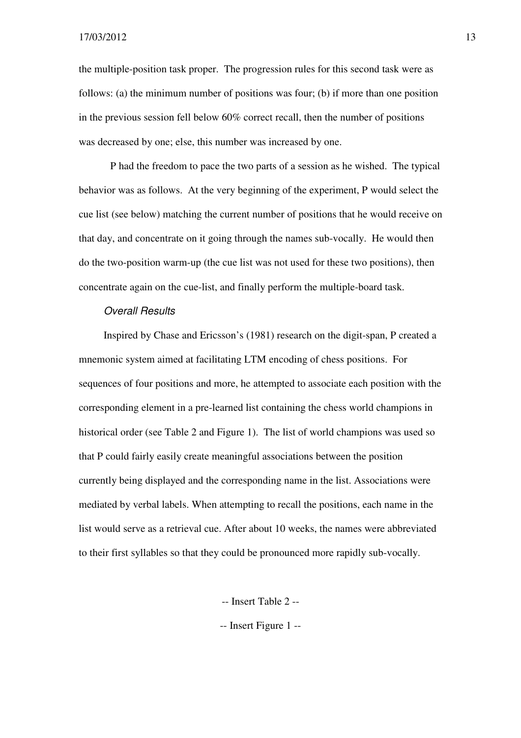the multiple-position task proper. The progression rules for this second task were as follows: (a) the minimum number of positions was four; (b) if more than one position in the previous session fell below 60% correct recall, then the number of positions was decreased by one; else, this number was increased by one.

P had the freedom to pace the two parts of a session as he wished. The typical behavior was as follows. At the very beginning of the experiment, P would select the cue list (see below) matching the current number of positions that he would receive on that day, and concentrate on it going through the names sub-vocally. He would then do the two-position warm-up (the cue list was not used for these two positions), then concentrate again on the cue-list, and finally perform the multiple-board task.

### *Overall Results*

Inspired by Chase and Ericsson's (1981) research on the digit-span, P created a mnemonic system aimed at facilitating LTM encoding of chess positions. For sequences of four positions and more, he attempted to associate each position with the corresponding element in a pre-learned list containing the chess world champions in historical order (see Table 2 and Figure 1). The list of world champions was used so that P could fairly easily create meaningful associations between the position currently being displayed and the corresponding name in the list. Associations were mediated by verbal labels. When attempting to recall the positions, each name in the list would serve as a retrieval cue. After about 10 weeks, the names were abbreviated to their first syllables so that they could be pronounced more rapidly sub-vocally.

-- Insert Table 2 --

-- Insert Figure 1 --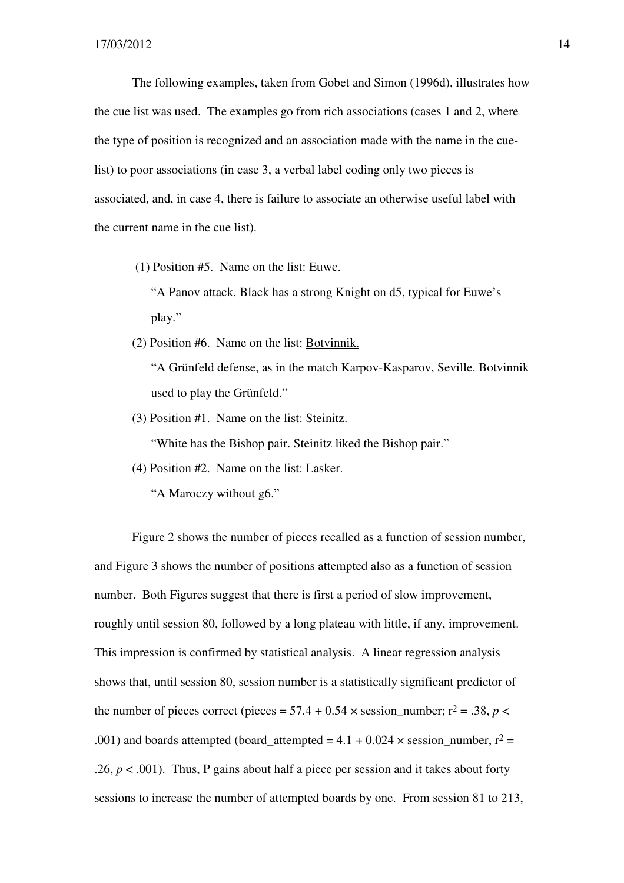The following examples, taken from Gobet and Simon (1996d), illustrates how the cue list was used. The examples go from rich associations (cases 1 and 2, where the type of position is recognized and an association made with the name in the cue-list) to poor associations (in case 3, a verbal label coding only two pieces is associated, and, in case 4, there is failure to associate an otherwise useful label with the current name in the cue list).

(1) Position #5. Name on the list: <u>Euwe</u>.

"A Panov attack. Black has a strong Knight on d5, typical for Euwe's play."

(2) Position #6. Name on the list: <u>Botvinnik.</u>

"A Grünfeld defense, as in the match Karpov-Kasparov, Seville. Botvinnik used to play the Grünfeld."

(3) Position #1. Name on the list: <u>Steinitz.</u>

"White has the Bishop pair. Steinitz liked the Bishop pair."

(4) Position #2. Name on the list: <u>Lasker.</u>

"A Maroczy without g6."

Figure 2 shows the number of pieces recalled as a function of session number, and Figure 3 shows the number of positions attempted also as a function of session number. Both Figures suggest that there is first a period of slow improvement, roughly until session 80, followed by a long plateau with little, if any, improvement. This impression is confirmed by statistical analysis. A linear regression analysis shows that, until session 80, session number is a statistically significant predictor of the number of pieces correct (pieces = 57.4 + 0.54 × session_number; $r^2 = .38$, $p < .001$) and boards attempted (board_attempted = 4.1 + 0.024 × session_number, $r^2 = .26$, $p < .001$). Thus, P gains about half a piece per session and it takes about forty sessions to increase the number of attempted boards by one. From session 81 to 213,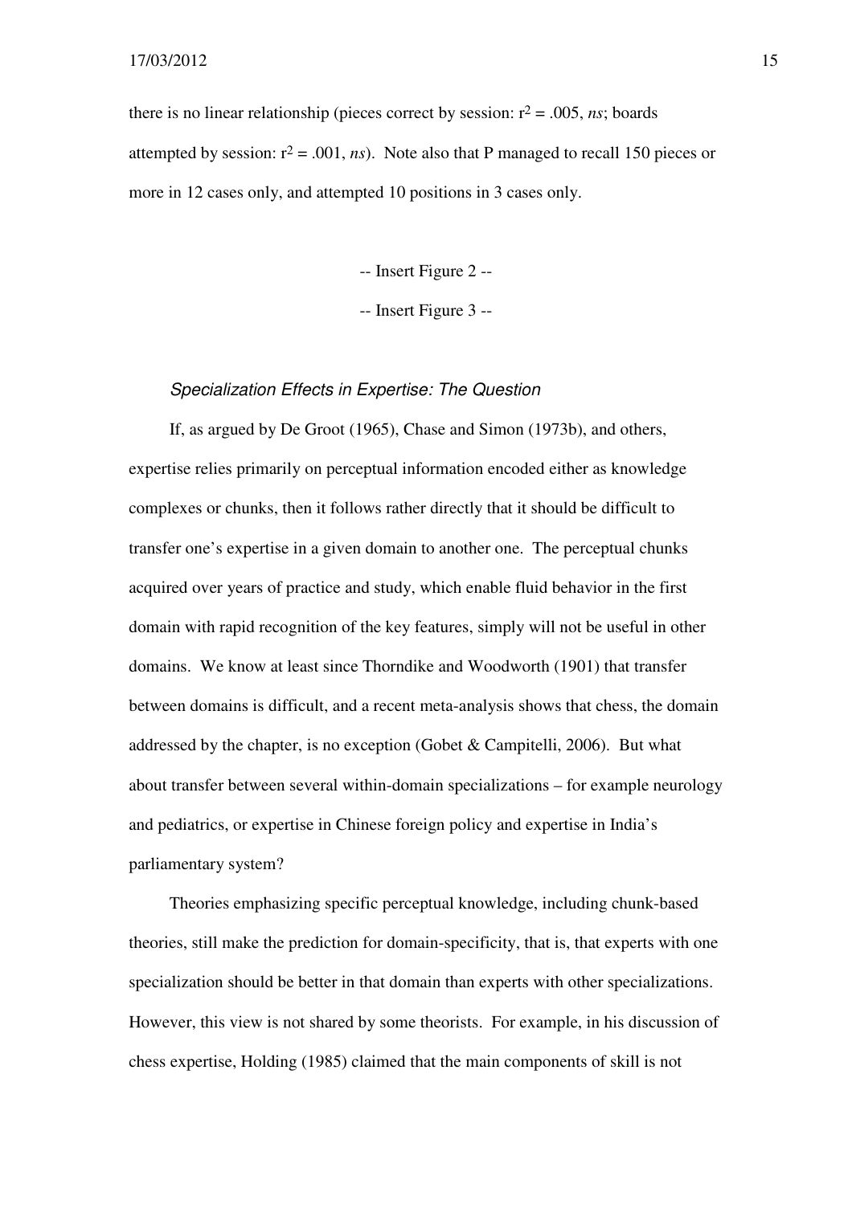there is no linear relationship (pieces correct by session: $r^2 = .005$, *ns*; boards attempted by session: $r^2 = .001$, *ns*). Note also that P managed to recall 150 pieces or more in 12 cases only, and attempted 10 positions in 3 cases only.

-- Insert Figure 2 --

-- Insert Figure 3 --

### *Specialization Effects in Expertise: The Question*

If, as argued by De Groot (1965), Chase and Simon (1973b), and others, expertise relies primarily on perceptual information encoded either as knowledge complexes or chunks, then it follows rather directly that it should be difficult to transfer one's expertise in a given domain to another one. The perceptual chunks acquired over years of practice and study, which enable fluid behavior in the first domain with rapid recognition of the key features, simply will not be useful in other domains. We know at least since Thorndike and Woodworth (1901) that transfer between domains is difficult, and a recent meta-analysis shows that chess, the domain addressed by the chapter, is no exception (Gobet & Campitelli, 2006). But what about transfer between several within-domain specializations – for example neurology and pediatrics, or expertise in Chinese foreign policy and expertise in India's parliamentary system?

Theories emphasizing specific perceptual knowledge, including chunk-based theories, still make the prediction for domain-specificity, that is, that experts with one specialization should be better in that domain than experts with other specializations. However, this view is not shared by some theorists. For example, in his discussion of chess expertise, Holding (1985) claimed that the main components of skill is not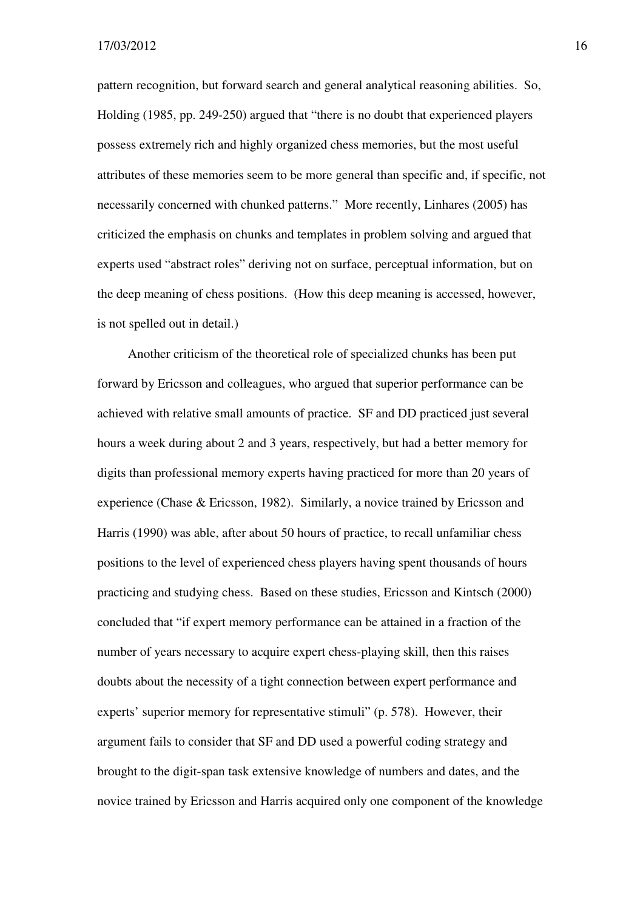pattern recognition, but forward search and general analytical reasoning abilities. So, Holding (1985, pp. 249-250) argued that "there is no doubt that experienced players possess extremely rich and highly organized chess memories, but the most useful attributes of these memories seem to be more general than specific and, if specific, not necessarily concerned with chunked patterns." More recently, Linhares (2005) has criticized the emphasis on chunks and templates in problem solving and argued that experts used "abstract roles" deriving not on surface, perceptual information, but on the deep meaning of chess positions. (How this deep meaning is accessed, however, is not spelled out in detail.)

Another criticism of the theoretical role of specialized chunks has been put forward by Ericsson and colleagues, who argued that superior performance can be achieved with relative small amounts of practice. SF and DD practiced just several hours a week during about 2 and 3 years, respectively, but had a better memory for digits than professional memory experts having practiced for more than 20 years of experience (Chase & Ericsson, 1982). Similarly, a novice trained by Ericsson and Harris (1990) was able, after about 50 hours of practice, to recall unfamiliar chess positions to the level of experienced chess players having spent thousands of hours practicing and studying chess. Based on these studies, Ericsson and Kintsch (2000) concluded that "if expert memory performance can be attained in a fraction of the number of years necessary to acquire expert chess-playing skill, then this raises doubts about the necessity of a tight connection between expert performance and experts' superior memory for representative stimuli" (p. 578). However, their argument fails to consider that SF and DD used a powerful coding strategy and brought to the digit-span task extensive knowledge of numbers and dates, and the novice trained by Ericsson and Harris acquired only one component of the knowledge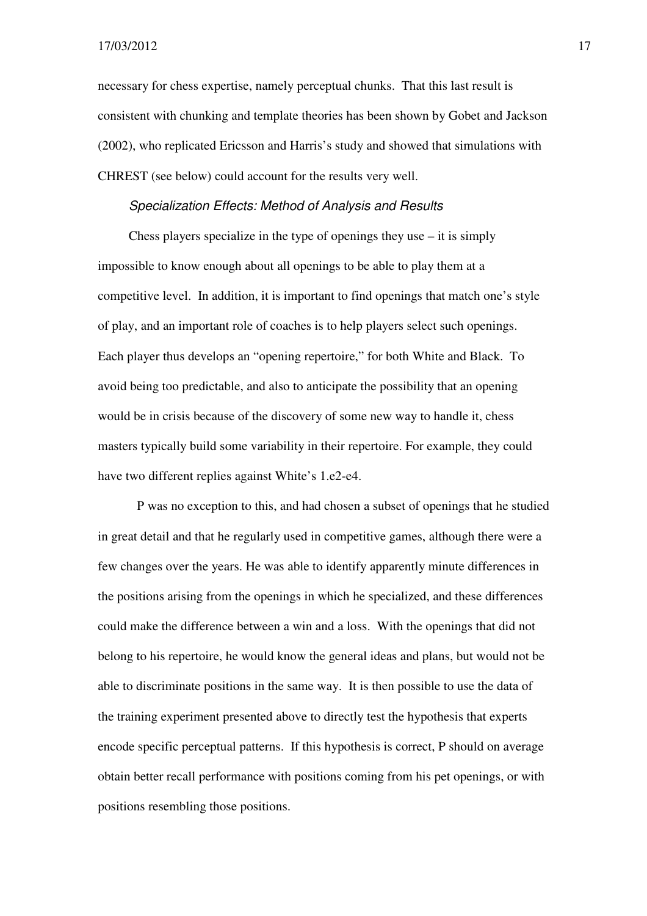necessary for chess expertise, namely perceptual chunks. That this last result is consistent with chunking and template theories has been shown by Gobet and Jackson (2002), who replicated Ericsson and Harris's study and showed that simulations with CHREST (see below) could account for the results very well.

### *Specialization Effects: Method of Analysis and Results*

Chess players specialize in the type of openings they use – it is simply impossible to know enough about all openings to be able to play them at a competitive level. In addition, it is important to find openings that match one's style of play, and an important role of coaches is to help players select such openings. Each player thus develops an "opening repertoire," for both White and Black. To avoid being too predictable, and also to anticipate the possibility that an opening would be in crisis because of the discovery of some new way to handle it, chess masters typically build some variability in their repertoire. For example, they could have two different replies against White's 1.e2-e4.

P was no exception to this, and had chosen a subset of openings that he studied in great detail and that he regularly used in competitive games, although there were a few changes over the years. He was able to identify apparently minute differences in the positions arising from the openings in which he specialized, and these differences could make the difference between a win and a loss. With the openings that did not belong to his repertoire, he would know the general ideas and plans, but would not be able to discriminate positions in the same way. It is then possible to use the data of the training experiment presented above to directly test the hypothesis that experts encode specific perceptual patterns. If this hypothesis is correct, P should on average obtain better recall performance with positions coming from his pet openings, or with positions resembling those positions.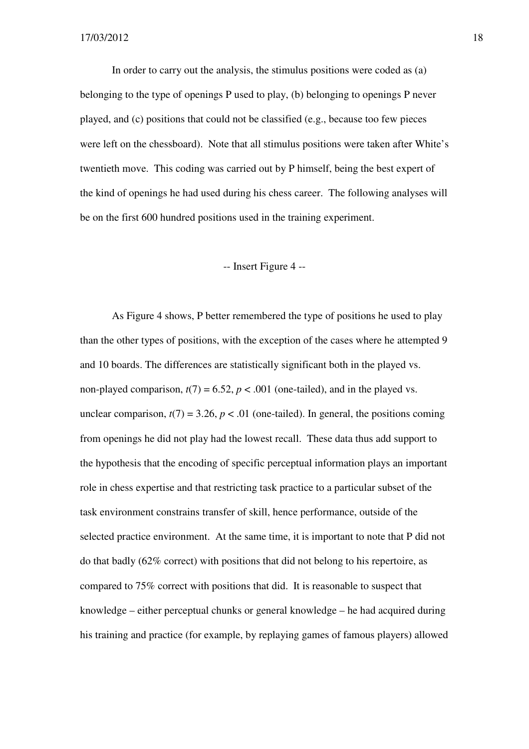In order to carry out the analysis, the stimulus positions were coded as (a) belonging to the type of openings P used to play, (b) belonging to openings P never played, and (c) positions that could not be classified (e.g., because too few pieces were left on the chessboard). Note that all stimulus positions were taken after White's twentieth move. This coding was carried out by P himself, being the best expert of the kind of openings he had used during his chess career. The following analyses will be on the first 600 hundred positions used in the training experiment.

-- Insert Figure 4 --

As Figure 4 shows, P better remembered the type of positions he used to play than the other types of positions, with the exception of the cases where he attempted 9 and 10 boards. The differences are statistically significant both in the played vs. non-played comparison, $t(7) = 6.52$, $p < .001$ (one-tailed), and in the played vs. unclear comparison, $t(7) = 3.26$, $p < .01$ (one-tailed). In general, the positions coming from openings he did not play had the lowest recall. These data thus add support to the hypothesis that the encoding of specific perceptual information plays an important role in chess expertise and that restricting task practice to a particular subset of the task environment constrains transfer of skill, hence performance, outside of the selected practice environment. At the same time, it is important to note that P did not do that badly (62% correct) with positions that did not belong to his repertoire, as compared to 75% correct with positions that did. It is reasonable to suspect that knowledge – either perceptual chunks or general knowledge – he had acquired during his training and practice (for example, by replaying games of famous players) allowed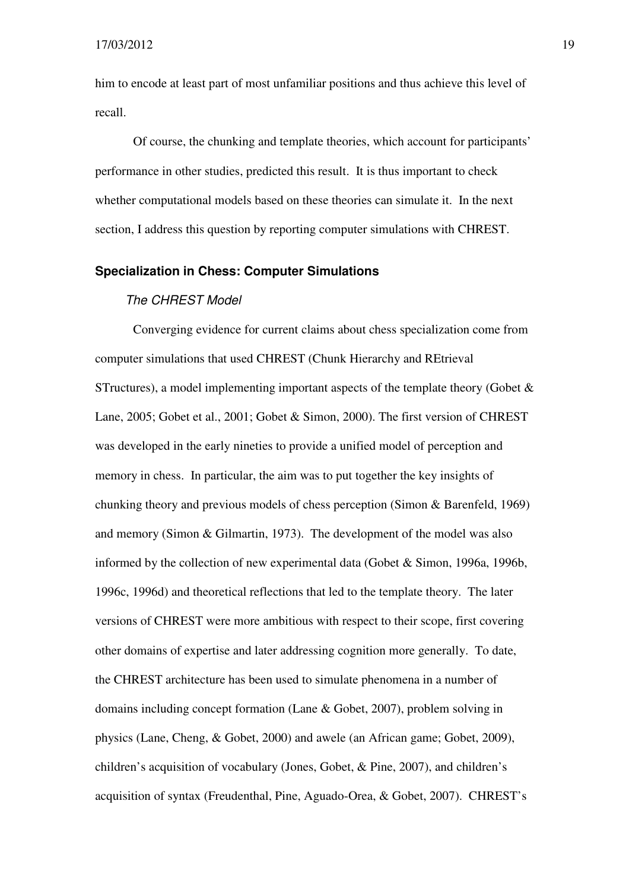him to encode at least part of most unfamiliar positions and thus achieve this level of recall.

Of course, the chunking and template theories, which account for participants' performance in other studies, predicted this result. It is thus important to check whether computational models based on these theories can simulate it. In the next section, I address this question by reporting computer simulations with CHREST.

## Specialization in Chess: Computer Simulations

### *The CHREST Model*

Converging evidence for current claims about chess specialization come from computer simulations that used CHREST (Chunk Hierarchy and REtrieval STructures), a model implementing important aspects of the template theory (Gobet & Lane, 2005; Gobet et al., 2001; Gobet & Simon, 2000). The first version of CHREST was developed in the early nineties to provide a unified model of perception and memory in chess. In particular, the aim was to put together the key insights of chunking theory and previous models of chess perception (Simon & Barenfeld, 1969) and memory (Simon & Gilmartin, 1973). The development of the model was also informed by the collection of new experimental data (Gobet & Simon, 1996a, 1996b, 1996c, 1996d) and theoretical reflections that led to the template theory. The later versions of CHREST were more ambitious with respect to their scope, first covering other domains of expertise and later addressing cognition more generally. To date, the CHREST architecture has been used to simulate phenomena in a number of domains including concept formation (Lane & Gobet, 2007), problem solving in physics (Lane, Cheng, & Gobet, 2000) and awele (an African game; Gobet, 2009), children's acquisition of vocabulary (Jones, Gobet, & Pine, 2007), and children's acquisition of syntax (Freudenthal, Pine, Aguado-Orea, & Gobet, 2007). CHREST's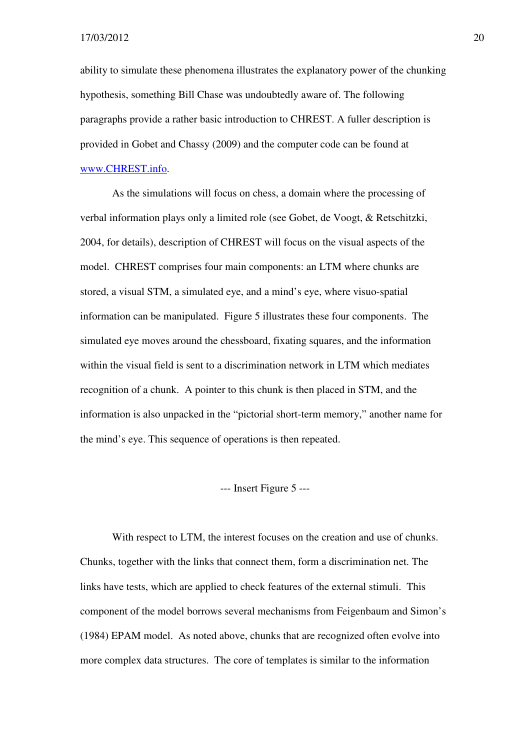ability to simulate these phenomena illustrates the explanatory power of the chunking hypothesis, something Bill Chase was undoubtedly aware of. The following paragraphs provide a rather basic introduction to CHREST. A fuller description is provided in Gobet and Chassy (2009) and the computer code can be found at www.CHREST.info.

As the simulations will focus on chess, a domain where the processing of verbal information plays only a limited role (see Gobet, de Voogt, & Retschitzki, 2004, for details), description of CHREST will focus on the visual aspects of the model. CHREST comprises four main components: an LTM where chunks are stored, a visual STM, a simulated eye, and a mind's eye, where visuo-spatial information can be manipulated. Figure 5 illustrates these four components. The simulated eye moves around the chessboard, fixating squares, and the information within the visual field is sent to a discrimination network in LTM which mediates recognition of a chunk. A pointer to this chunk is then placed in STM, and the information is also unpacked in the "pictorial short-term memory," another name for the mind's eye. This sequence of operations is then repeated.

--- Insert Figure 5 ---

With respect to LTM, the interest focuses on the creation and use of chunks. Chunks, together with the links that connect them, form a discrimination net. The links have tests, which are applied to check features of the external stimuli. This component of the model borrows several mechanisms from Feigenbaum and Simon's (1984) EPAM model. As noted above, chunks that are recognized often evolve into more complex data structures. The core of templates is similar to the information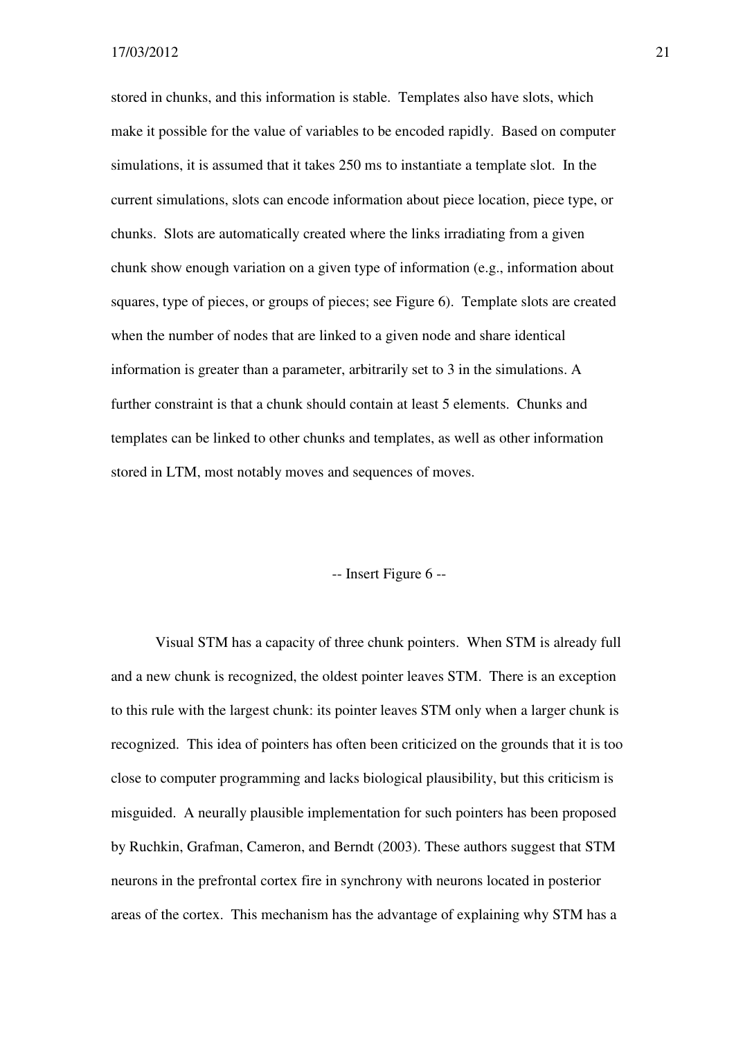stored in chunks, and this information is stable. Templates also have slots, which make it possible for the value of variables to be encoded rapidly. Based on computer simulations, it is assumed that it takes 250 ms to instantiate a template slot. In the current simulations, slots can encode information about piece location, piece type, or chunks. Slots are automatically created where the links irradiating from a given chunk show enough variation on a given type of information (e.g., information about squares, type of pieces, or groups of pieces; see Figure 6). Template slots are created when the number of nodes that are linked to a given node and share identical information is greater than a parameter, arbitrarily set to 3 in the simulations. A further constraint is that a chunk should contain at least 5 elements. Chunks and templates can be linked to other chunks and templates, as well as other information stored in LTM, most notably moves and sequences of moves.

-- Insert Figure 6 --

Visual STM has a capacity of three chunk pointers. When STM is already full and a new chunk is recognized, the oldest pointer leaves STM. There is an exception to this rule with the largest chunk: its pointer leaves STM only when a larger chunk is recognized. This idea of pointers has often been criticized on the grounds that it is too close to computer programming and lacks biological plausibility, but this criticism is misguided. A neurally plausible implementation for such pointers has been proposed by Ruchkin, Grafman, Cameron, and Berndt (2003). These authors suggest that STM neurons in the prefrontal cortex fire in synchrony with neurons located in posterior areas of the cortex. This mechanism has the advantage of explaining why STM has a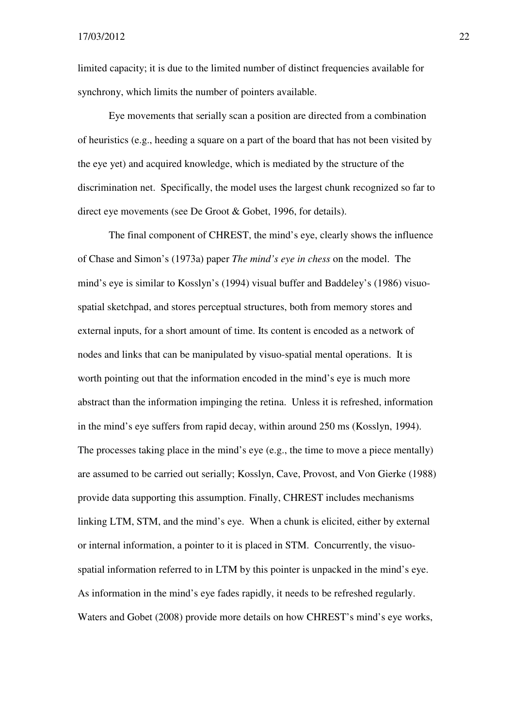limited capacity; it is due to the limited number of distinct frequencies available for synchrony, which limits the number of pointers available.

Eye movements that serially scan a position are directed from a combination of heuristics (e.g., heeding a square on a part of the board that has not been visited by the eye yet) and acquired knowledge, which is mediated by the structure of the discrimination net. Specifically, the model uses the largest chunk recognized so far to direct eye movements (see De Groot & Gobet, 1996, for details).

The final component of CHREST, the mind's eye, clearly shows the influence of Chase and Simon's (1973a) paper *The mind's eye in chess* on the model. The mind's eye is similar to Kosslyn's (1994) visual buffer and Baddeley's (1986) visuo-spatial sketchpad, and stores perceptual structures, both from memory stores and external inputs, for a short amount of time. Its content is encoded as a network of nodes and links that can be manipulated by visuo-spatial mental operations. It is worth pointing out that the information encoded in the mind's eye is much more abstract than the information impinging the retina. Unless it is refreshed, information in the mind's eye suffers from rapid decay, within around 250 ms (Kosslyn, 1994). The processes taking place in the mind's eye (e.g., the time to move a piece mentally) are assumed to be carried out serially; Kosslyn, Cave, Provost, and Von Gierke (1988) provide data supporting this assumption. Finally, CHREST includes mechanisms linking LTM, STM, and the mind's eye. When a chunk is elicited, either by external or internal information, a pointer to it is placed in STM. Concurrently, the visuo-spatial information referred to in LTM by this pointer is unpacked in the mind's eye. As information in the mind's eye fades rapidly, it needs to be refreshed regularly. Waters and Gobet (2008) provide more details on how CHREST's mind's eye works,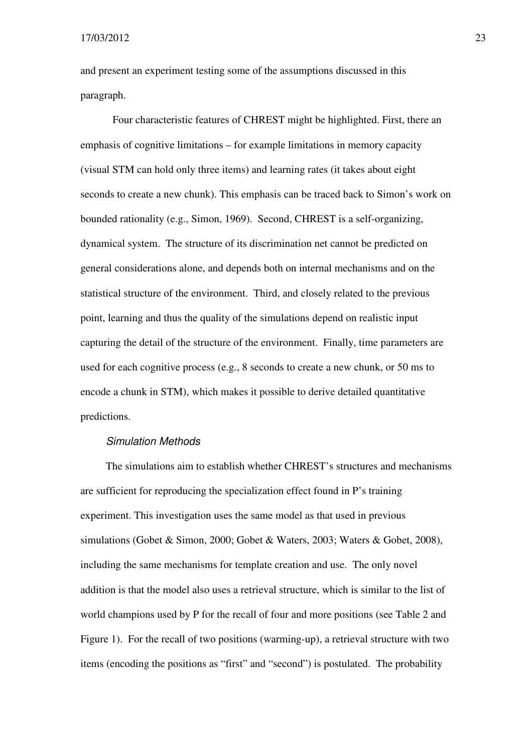and present an experiment testing some of the assumptions discussed in this paragraph.

Four characteristic features of CHREST might be highlighted. First, there an emphasis of cognitive limitations – for example limitations in memory capacity (visual STM can hold only three items) and learning rates (it takes about eight seconds to create a new chunk). This emphasis can be traced back to Simon's work on bounded rationality (e.g., Simon, 1969). Second, CHREST is a self-organizing, dynamical system. The structure of its discrimination net cannot be predicted on general considerations alone, and depends both on internal mechanisms and on the statistical structure of the environment. Third, and closely related to the previous point, learning and thus the quality of the simulations depend on realistic input capturing the detail of the structure of the environment. Finally, time parameters are used for each cognitive process (e.g., 8 seconds to create a new chunk, or 50 ms to encode a chunk in STM), which makes it possible to derive detailed quantitative predictions.

### *Simulation Methods*

The simulations aim to establish whether CHREST's structures and mechanisms are sufficient for reproducing the specialization effect found in P's training experiment. This investigation uses the same model as that used in previous simulations (Gobet & Simon, 2000; Gobet & Waters, 2003; Waters & Gobet, 2008), including the same mechanisms for template creation and use. The only novel addition is that the model also uses a retrieval structure, which is similar to the list of world champions used by P for the recall of four and more positions (see Table 2 and Figure 1). For the recall of two positions (warming-up), a retrieval structure with two items (encoding the positions as "first" and "second") is postulated. The probability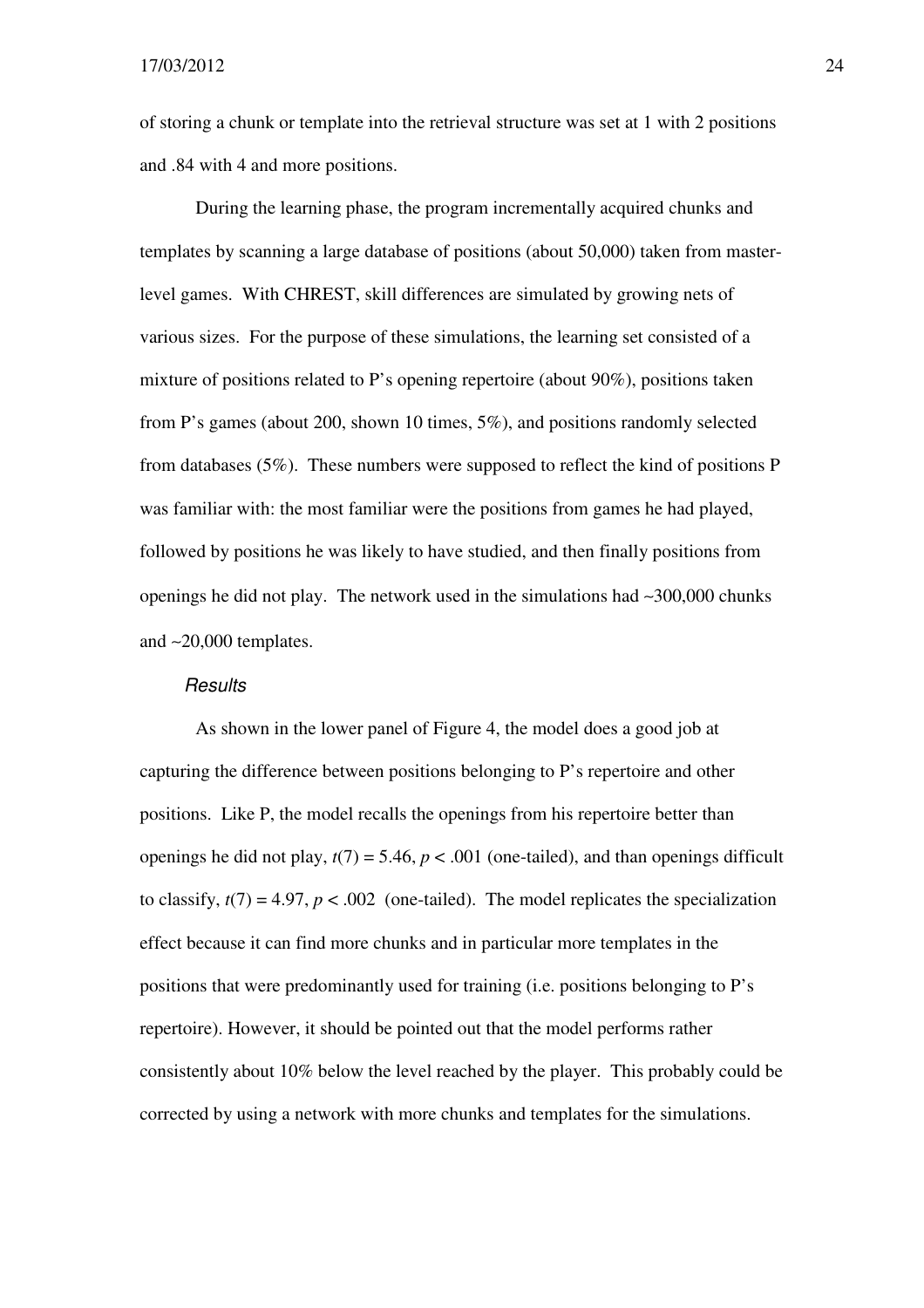of storing a chunk or template into the retrieval structure was set at 1 with 2 positions and .84 with 4 and more positions.

During the learning phase, the program incrementally acquired chunks and templates by scanning a large database of positions (about 50,000) taken from master-level games. With CHREST, skill differences are simulated by growing nets of various sizes. For the purpose of these simulations, the learning set consisted of a mixture of positions related to P's opening repertoire (about 90%), positions taken from P's games (about 200, shown 10 times, 5%), and positions randomly selected from databases (5%). These numbers were supposed to reflect the kind of positions P was familiar with: the most familiar were the positions from games he had played, followed by positions he was likely to have studied, and then finally positions from openings he did not play. The network used in the simulations had ~300,000 chunks and ~20,000 templates.

### *Results*

As shown in the lower panel of Figure 4, the model does a good job at capturing the difference between positions belonging to P's repertoire and other positions. Like P, the model recalls the openings from his repertoire better than openings he did not play, $t(7) = 5.46$, $p < .001$ (one-tailed), and than openings difficult to classify, $t(7) = 4.97$, $p < .002$ (one-tailed). The model replicates the specialization effect because it can find more chunks and in particular more templates in the positions that were predominantly used for training (i.e. positions belonging to P's repertoire). However, it should be pointed out that the model performs rather consistently about 10% below the level reached by the player. This probably could be corrected by using a network with more chunks and templates for the simulations.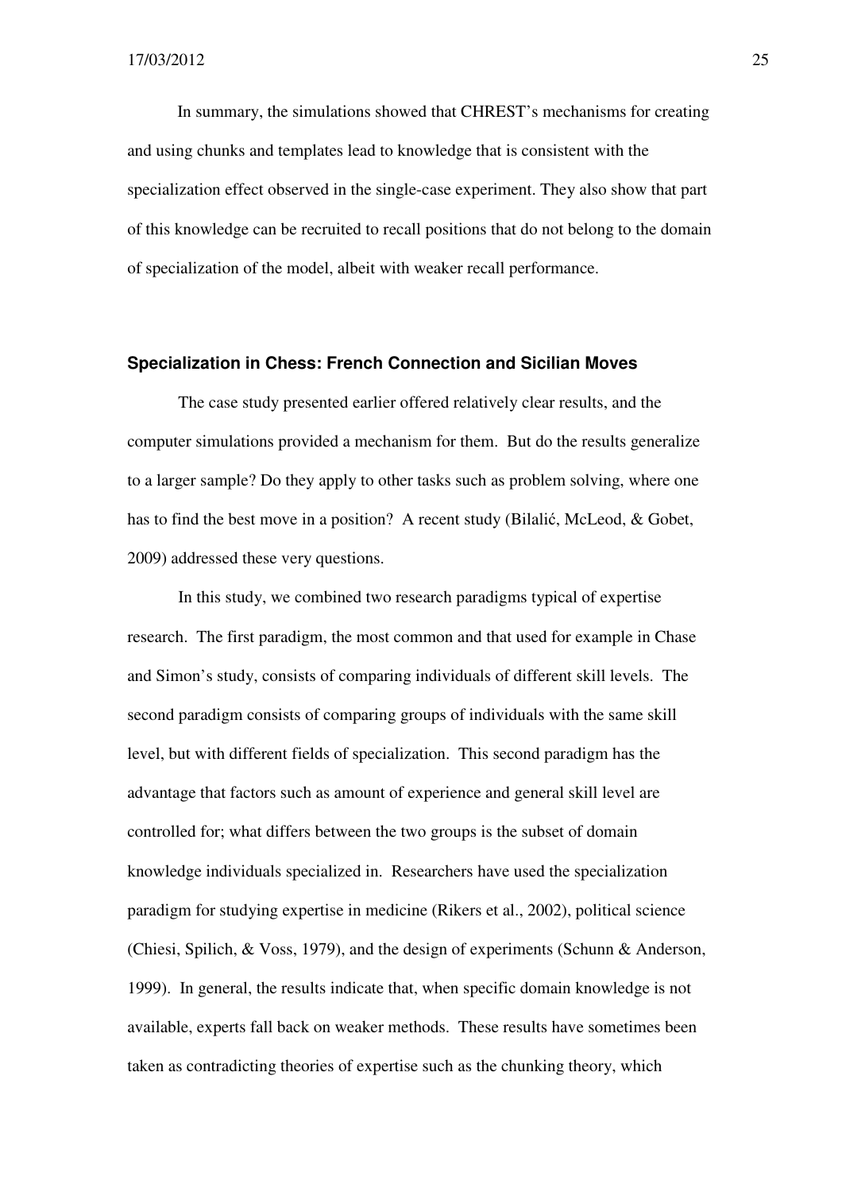In summary, the simulations showed that CHREST's mechanisms for creating and using chunks and templates lead to knowledge that is consistent with the specialization effect observed in the single-case experiment. They also show that part of this knowledge can be recruited to recall positions that do not belong to the domain of specialization of the model, albeit with weaker recall performance.

## Specialization in Chess: French Connection and Sicilian Moves

The case study presented earlier offered relatively clear results, and the computer simulations provided a mechanism for them. But do the results generalize to a larger sample? Do they apply to other tasks such as problem solving, where one has to find the best move in a position? A recent study (Bilalić, McLeod, & Gobet, 2009) addressed these very questions.

In this study, we combined two research paradigms typical of expertise research. The first paradigm, the most common and that used for example in Chase and Simon's study, consists of comparing individuals of different skill levels. The second paradigm consists of comparing groups of individuals with the same skill level, but with different fields of specialization. This second paradigm has the advantage that factors such as amount of experience and general skill level are controlled for; what differs between the two groups is the subset of domain knowledge individuals specialized in. Researchers have used the specialization paradigm for studying expertise in medicine (Rikers et al., 2002), political science (Chiesi, Spilich, & Voss, 1979), and the design of experiments (Schunn & Anderson, 1999). In general, the results indicate that, when specific domain knowledge is not available, experts fall back on weaker methods. These results have sometimes been taken as contradicting theories of expertise such as the chunking theory, which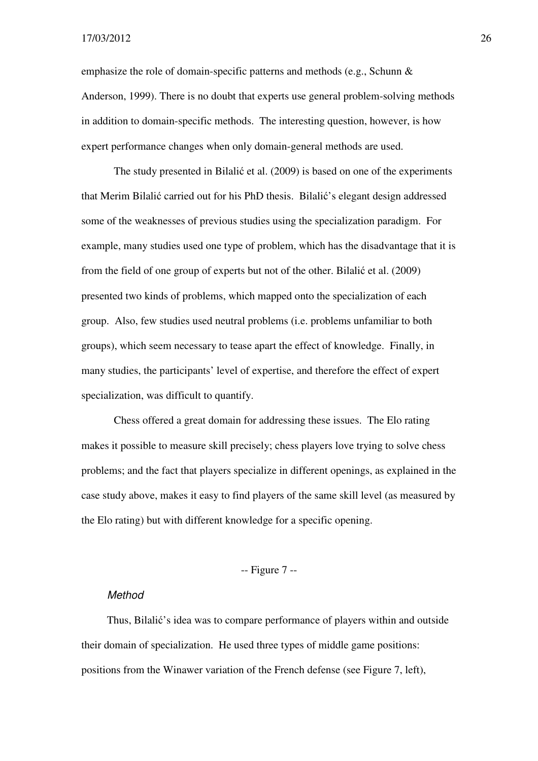emphasize the role of domain-specific patterns and methods (e.g., Schunn & Anderson, 1999). There is no doubt that experts use general problem-solving methods in addition to domain-specific methods. The interesting question, however, is how expert performance changes when only domain-general methods are used.

The study presented in Bilalić et al. (2009) is based on one of the experiments that Merim Bilalić carried out for his PhD thesis. Bilalić's elegant design addressed some of the weaknesses of previous studies using the specialization paradigm. For example, many studies used one type of problem, which has the disadvantage that it is from the field of one group of experts but not of the other. Bilalić et al. (2009) presented two kinds of problems, which mapped onto the specialization of each group. Also, few studies used neutral problems (i.e. problems unfamiliar to both groups), which seem necessary to tease apart the effect of knowledge. Finally, in many studies, the participants' level of expertise, and therefore the effect of expert specialization, was difficult to quantify.

Chess offered a great domain for addressing these issues. The Elo rating makes it possible to measure skill precisely; chess players love trying to solve chess problems; and the fact that players specialize in different openings, as explained in the case study above, makes it easy to find players of the same skill level (as measured by the Elo rating) but with different knowledge for a specific opening.

-- Figure 7 --

*Method*

Thus, Bilalić's idea was to compare performance of players within and outside their domain of specialization. He used three types of middle game positions: positions from the Winawer variation of the French defense (see Figure 7, left),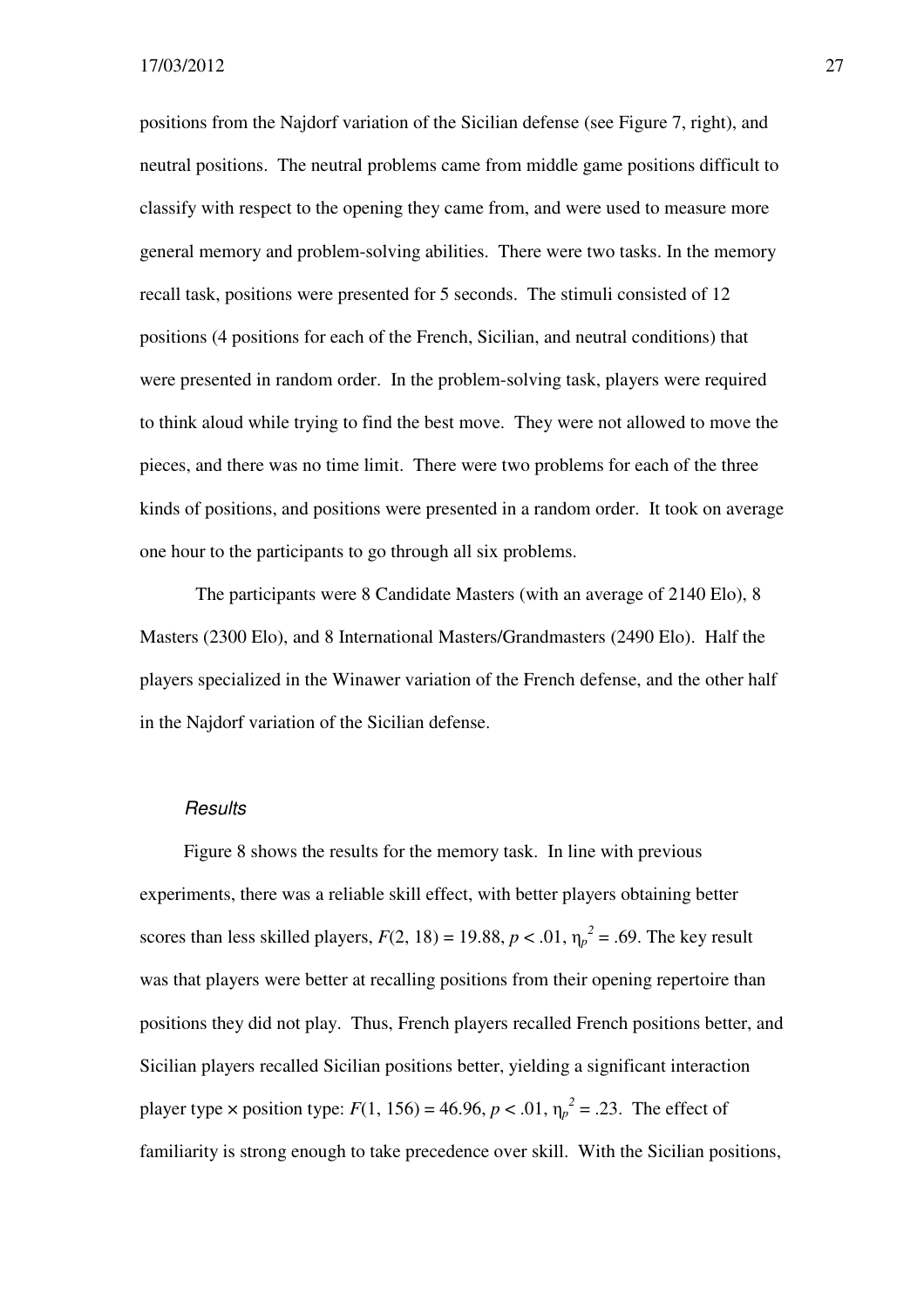positions from the Najdorf variation of the Sicilian defense (see Figure 7, right), and neutral positions. The neutral problems came from middle game positions difficult to classify with respect to the opening they came from, and were used to measure more general memory and problem-solving abilities. There were two tasks. In the memory recall task, positions were presented for 5 seconds. The stimuli consisted of 12 positions (4 positions for each of the French, Sicilian, and neutral conditions) that were presented in random order. In the problem-solving task, players were required to think aloud while trying to find the best move. They were not allowed to move the pieces, and there was no time limit. There were two problems for each of the three kinds of positions, and positions were presented in a random order. It took on average one hour to the participants to go through all six problems.

The participants were 8 Candidate Masters (with an average of 2140 Elo), 8 Masters (2300 Elo), and 8 International Masters/Grandmasters (2490 Elo). Half the players specialized in the Winawer variation of the French defense, and the other half in the Najdorf variation of the Sicilian defense.

### *Results*

Figure 8 shows the results for the memory task. In line with previous experiments, there was a reliable skill effect, with better players obtaining better scores than less skilled players, $F(2, 18) = 19.88$, $p < .01$, $\eta_p^2 = .69$. The key result was that players were better at recalling positions from their opening repertoire than positions they did not play. Thus, French players recalled French positions better, and Sicilian players recalled Sicilian positions better, yielding a significant interaction player type × position type: $F(1, 156) = 46.96$, $p < .01$, $\eta_p^2 = .23$. The effect of familiarity is strong enough to take precedence over skill. With the Sicilian positions,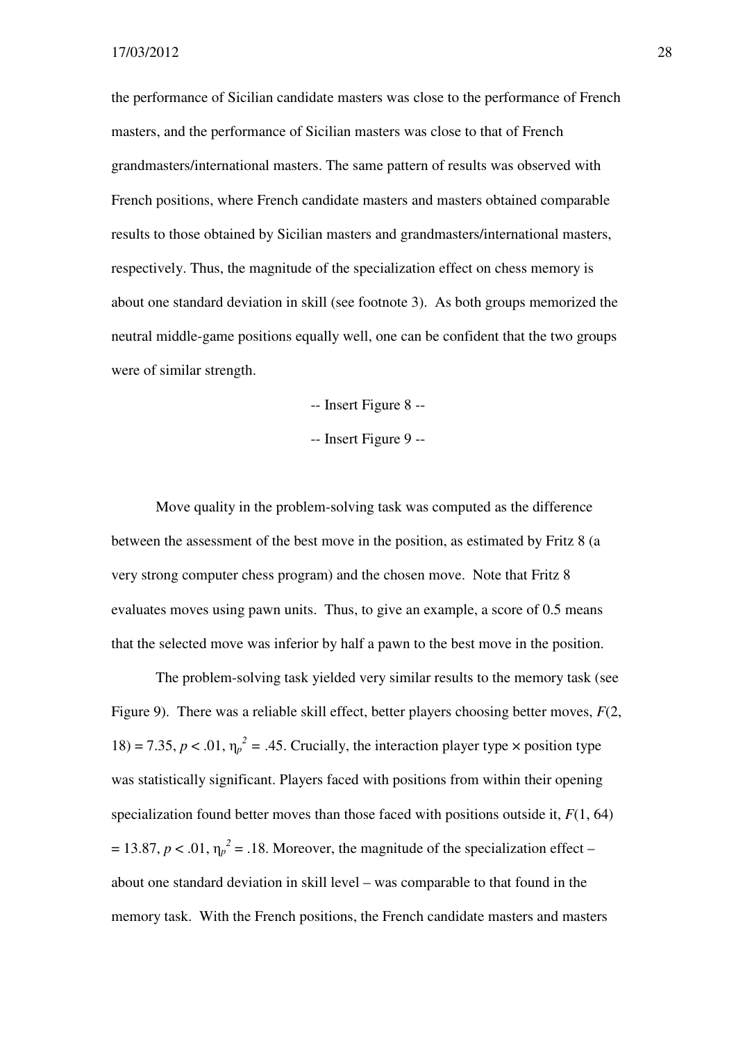the performance of Sicilian candidate masters was close to the performance of French masters, and the performance of Sicilian masters was close to that of French grandmasters/international masters. The same pattern of results was observed with French positions, where French candidate masters and masters obtained comparable results to those obtained by Sicilian masters and grandmasters/international masters, respectively. Thus, the magnitude of the specialization effect on chess memory is about one standard deviation in skill (see footnote 3). As both groups memorized the neutral middle-game positions equally well, one can be confident that the two groups were of similar strength.

-- Insert Figure 8 --

-- Insert Figure 9 --

Move quality in the problem-solving task was computed as the difference between the assessment of the best move in the position, as estimated by Fritz 8 (a very strong computer chess program) and the chosen move. Note that Fritz 8 evaluates moves using pawn units. Thus, to give an example, a score of 0.5 means that the selected move was inferior by half a pawn to the best move in the position.

The problem-solving task yielded very similar results to the memory task (see Figure 9). There was a reliable skill effect, better players choosing better moves, $F(2, 18) = 7.35$, $p < .01$, $\eta_p^2 = .45$. Crucially, the interaction player type × position type was statistically significant. Players faced with positions from within their opening specialization found better moves than those faced with positions outside it, $F(1, 64) = 13.87$, $p < .01$, $\eta_p^2 = .18$. Moreover, the magnitude of the specialization effect – about one standard deviation in skill level – was comparable to that found in the memory task. With the French positions, the French candidate masters and masters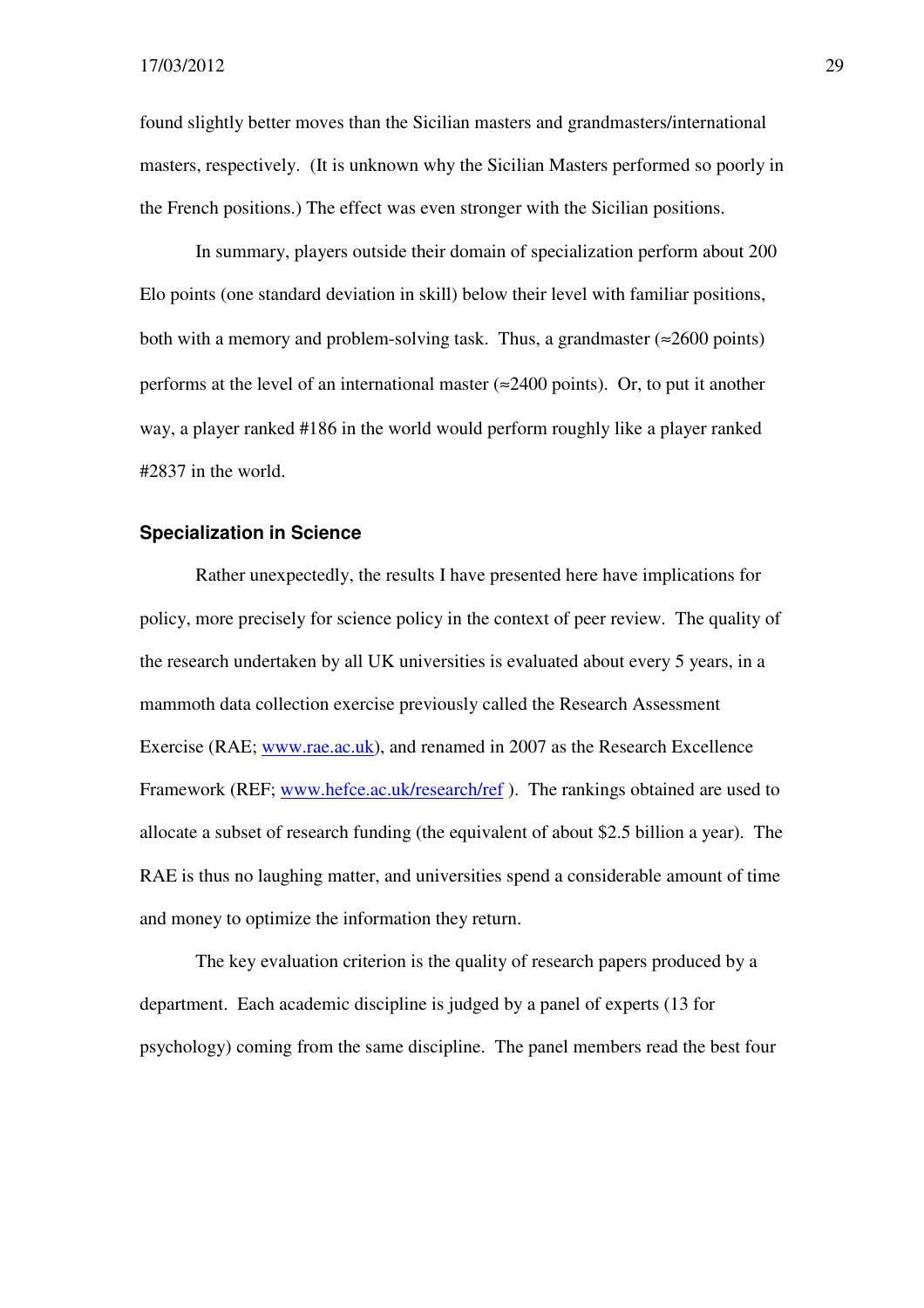found slightly better moves than the Sicilian masters and grandmasters/international masters, respectively. (It is unknown why the Sicilian Masters performed so poorly in the French positions.) The effect was even stronger with the Sicilian positions.

In summary, players outside their domain of specialization perform about 200 Elo points (one standard deviation in skill) below their level with familiar positions, both with a memory and problem-solving task. Thus, a grandmaster (≈2600 points) performs at the level of an international master (≈2400 points). Or, to put it another way, a player ranked #186 in the world would perform roughly like a player ranked #2837 in the world.

### Specialization in Science

Rather unexpectedly, the results I have presented here have implications for policy, more precisely for science policy in the context of peer review. The quality of the research undertaken by all UK universities is evaluated about every 5 years, in a mammoth data collection exercise previously called the Research Assessment Exercise (RAE; [www.rae.ac.uk](http://www.rae.ac.uk)), and renamed in 2007 as the Research Excellence Framework (REF; [www.hefce.ac.uk/research/ref](http://www.hefce.ac.uk/research/ref) ). The rankings obtained are used to allocate a subset of research funding (the equivalent of about $2.5 billion a year). The RAE is thus no laughing matter, and universities spend a considerable amount of time and money to optimize the information they return.

The key evaluation criterion is the quality of research papers produced by a department. Each academic discipline is judged by a panel of experts (13 for psychology) coming from the same discipline. The panel members read the best four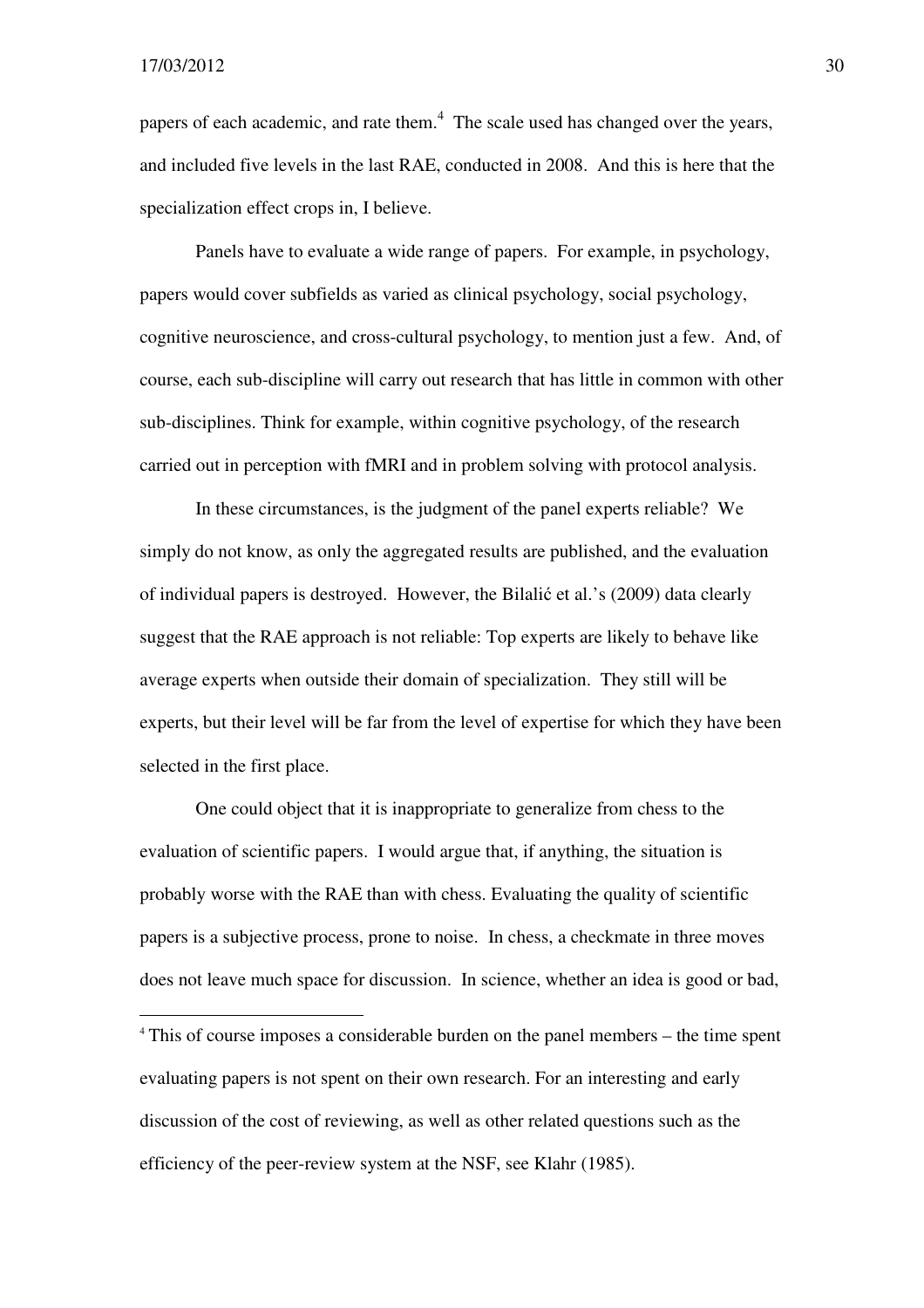papers of each academic, and rate them.[4] The scale used has changed over the years, and included five levels in the last RAE, conducted in 2008. And this is here that the specialization effect crops in, I believe.

Panels have to evaluate a wide range of papers. For example, in psychology, papers would cover subfields as varied as clinical psychology, social psychology, cognitive neuroscience, and cross-cultural psychology, to mention just a few. And, of course, each sub-discipline will carry out research that has little in common with other sub-disciplines. Think for example, within cognitive psychology, of the research carried out in perception with fMRI and in problem solving with protocol analysis.

In these circumstances, is the judgment of the panel experts reliable? We simply do not know, as only the aggregated results are published, and the evaluation of individual papers is destroyed. However, the Bilalić et al.'s (2009) data clearly suggest that the RAE approach is not reliable: Top experts are likely to behave like average experts when outside their domain of specialization. They still will be experts, but their level will be far from the level of expertise for which they have been selected in the first place.

One could object that it is inappropriate to generalize from chess to the evaluation of scientific papers. I would argue that, if anything, the situation is probably worse with the RAE than with chess. Evaluating the quality of scientific papers is a subjective process, prone to noise. In chess, a checkmate in three moves does not leave much space for discussion. In science, whether an idea is good or bad,

---

[4] This of course imposes a considerable burden on the panel members – the time spent evaluating papers is not spent on their own research. For an interesting and early discussion of the cost of reviewing, as well as other related questions such as the efficiency of the peer-review system at the NSF, see Klahr (1985).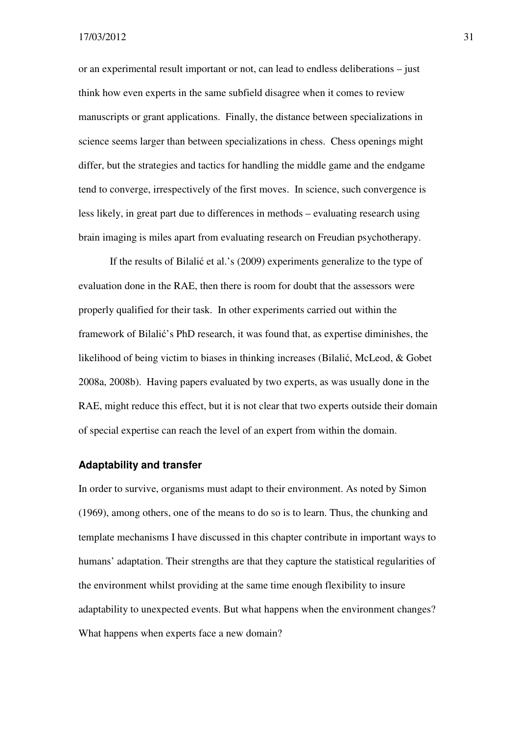or an experimental result important or not, can lead to endless deliberations – just think how even experts in the same subfield disagree when it comes to review manuscripts or grant applications. Finally, the distance between specializations in science seems larger than between specializations in chess. Chess openings might differ, but the strategies and tactics for handling the middle game and the endgame tend to converge, irrespectively of the first moves. In science, such convergence is less likely, in great part due to differences in methods – evaluating research using brain imaging is miles apart from evaluating research on Freudian psychotherapy.

If the results of Bilalić et al.'s (2009) experiments generalize to the type of evaluation done in the RAE, then there is room for doubt that the assessors were properly qualified for their task. In other experiments carried out within the framework of Bilalić's PhD research, it was found that, as expertise diminishes, the likelihood of being victim to biases in thinking increases (Bilalić, McLeod, & Gobet 2008a, 2008b). Having papers evaluated by two experts, as was usually done in the RAE, might reduce this effect, but it is not clear that two experts outside their domain of special expertise can reach the level of an expert from within the domain.

## Adaptability and transfer

In order to survive, organisms must adapt to their environment. As noted by Simon (1969), among others, one of the means to do so is to learn. Thus, the chunking and template mechanisms I have discussed in this chapter contribute in important ways to humans' adaptation. Their strengths are that they capture the statistical regularities of the environment whilst providing at the same time enough flexibility to insure adaptability to unexpected events. But what happens when the environment changes? What happens when experts face a new domain?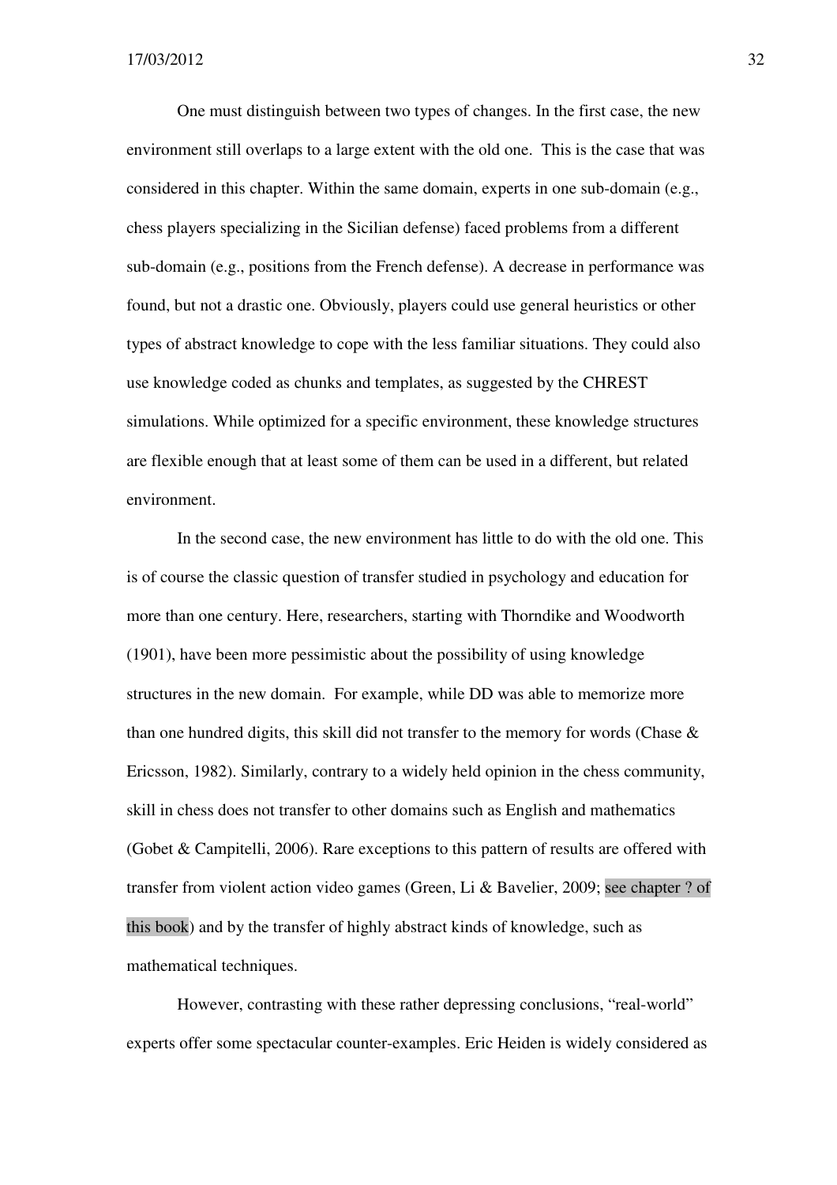One must distinguish between two types of changes. In the first case, the new environment still overlaps to a large extent with the old one. This is the case that was considered in this chapter. Within the same domain, experts in one sub-domain (e.g., chess players specializing in the Sicilian defense) faced problems from a different sub-domain (e.g., positions from the French defense). A decrease in performance was found, but not a drastic one. Obviously, players could use general heuristics or other types of abstract knowledge to cope with the less familiar situations. They could also use knowledge coded as chunks and templates, as suggested by the CHREST simulations. While optimized for a specific environment, these knowledge structures are flexible enough that at least some of them can be used in a different, but related environment.

In the second case, the new environment has little to do with the old one. This is of course the classic question of transfer studied in psychology and education for more than one century. Here, researchers, starting with Thorndike and Woodworth (1901), have been more pessimistic about the possibility of using knowledge structures in the new domain. For example, while DD was able to memorize more than one hundred digits, this skill did not transfer to the memory for words (Chase & Ericsson, 1982). Similarly, contrary to a widely held opinion in the chess community, skill in chess does not transfer to other domains such as English and mathematics (Gobet & Campitelli, 2006). Rare exceptions to this pattern of results are offered with transfer from violent action video games (Green, Li & Bavelier, 2009; see chapter ? of this book) and by the transfer of highly abstract kinds of knowledge, such as mathematical techniques.

However, contrasting with these rather depressing conclusions, "real-world" experts offer some spectacular counter-examples. Eric Heiden is widely considered as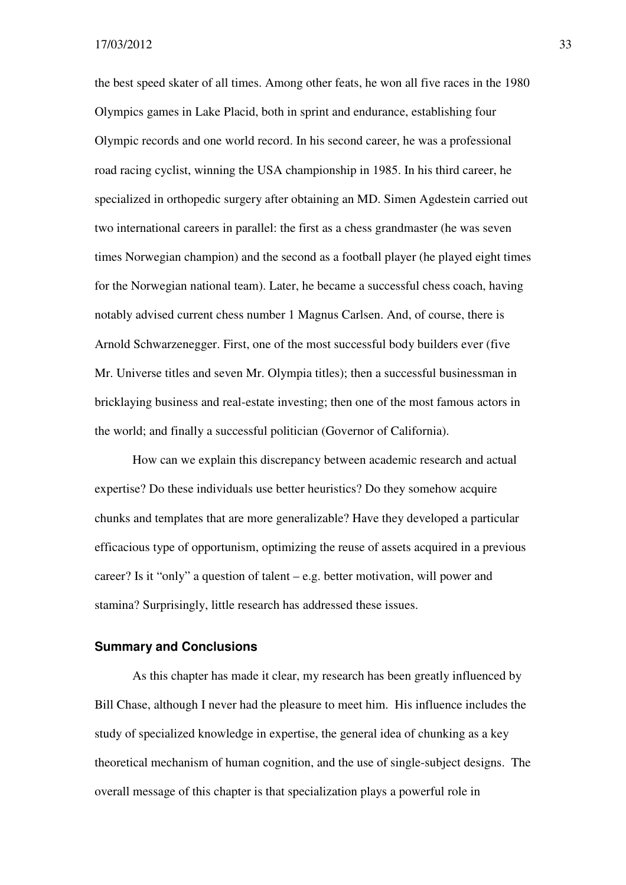the best speed skater of all times. Among other feats, he won all five races in the 1980 Olympics games in Lake Placid, both in sprint and endurance, establishing four Olympic records and one world record. In his second career, he was a professional road racing cyclist, winning the USA championship in 1985. In his third career, he specialized in orthopedic surgery after obtaining an MD. Simen Agdestein carried out two international careers in parallel: the first as a chess grandmaster (he was seven times Norwegian champion) and the second as a football player (he played eight times for the Norwegian national team). Later, he became a successful chess coach, having notably advised current chess number 1 Magnus Carlsen. And, of course, there is Arnold Schwarzenegger. First, one of the most successful body builders ever (five Mr. Universe titles and seven Mr. Olympia titles); then a successful businessman in bricklaying business and real-estate investing; then one of the most famous actors in the world; and finally a successful politician (Governor of California).

How can we explain this discrepancy between academic research and actual expertise? Do these individuals use better heuristics? Do they somehow acquire chunks and templates that are more generalizable? Have they developed a particular efficacious type of opportunism, optimizing the reuse of assets acquired in a previous career? Is it "only" a question of talent – e.g. better motivation, will power and stamina? Surprisingly, little research has addressed these issues.

## Summary and Conclusions

As this chapter has made it clear, my research has been greatly influenced by Bill Chase, although I never had the pleasure to meet him. His influence includes the study of specialized knowledge in expertise, the general idea of chunking as a key theoretical mechanism of human cognition, and the use of single-subject designs. The overall message of this chapter is that specialization plays a powerful role in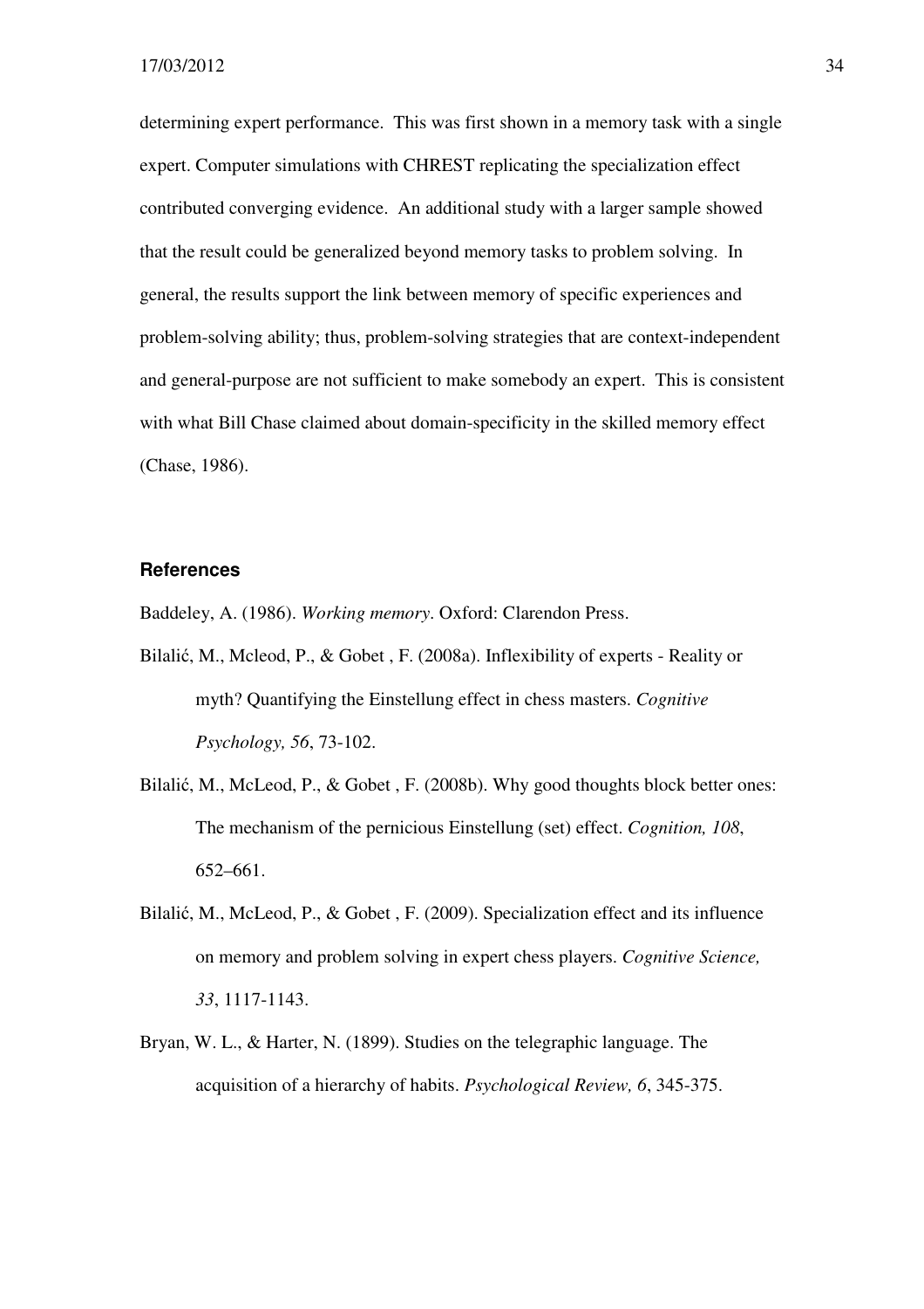determining expert performance. This was first shown in a memory task with a single expert. Computer simulations with CHREST replicating the specialization effect contributed converging evidence. An additional study with a larger sample showed that the result could be generalized beyond memory tasks to problem solving. In general, the results support the link between memory of specific experiences and problem-solving ability; thus, problem-solving strategies that are context-independent and general-purpose are not sufficient to make somebody an expert. This is consistent with what Bill Chase claimed about domain-specificity in the skilled memory effect (Chase, 1986).

## References

Baddeley, A. (1986). *Working memory*. Oxford: Clarendon Press.

Bilalić, M., Mcleod, P., & Gobet , F. (2008a). Inflexibility of experts - Reality or myth? Quantifying the Einstellung effect in chess masters. *Cognitive Psychology, 56*, 73-102.

Bilalić, M., McLeod, P., & Gobet , F. (2008b). Why good thoughts block better ones: The mechanism of the pernicious Einstellung (set) effect. *Cognition, 108*, 652–661.

Bilalić, M., McLeod, P., & Gobet , F. (2009). Specialization effect and its influence on memory and problem solving in expert chess players. *Cognitive Science, 33*, 1117-1143.

Bryan, W. L., & Harter, N. (1899). Studies on the telegraphic language. The acquisition of a hierarchy of habits. *Psychological Review, 6*, 345-375.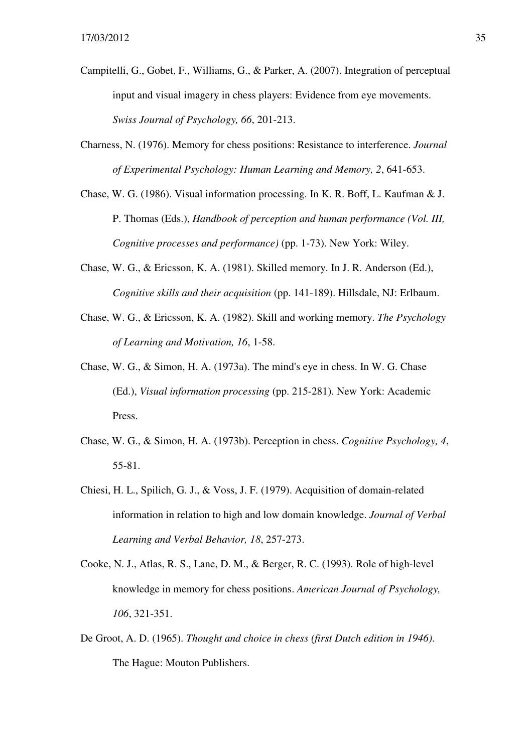Campitelli, G., Gobet, F., Williams, G., & Parker, A. (2007). Integration of perceptual input and visual imagery in chess players: Evidence from eye movements. *Swiss Journal of Psychology, 66*, 201-213.

Charness, N. (1976). Memory for chess positions: Resistance to interference. *Journal of Experimental Psychology: Human Learning and Memory, 2*, 641-653.

Chase, W. G. (1986). Visual information processing. In K. R. Boff, L. Kaufman & J. P. Thomas (Eds.), *Handbook of perception and human performance (Vol. III, Cognitive processes and performance)* (pp. 1-73). New York: Wiley.

Chase, W. G., & Ericsson, K. A. (1981). Skilled memory. In J. R. Anderson (Ed.), *Cognitive skills and their acquisition* (pp. 141-189). Hillsdale, NJ: Erlbaum.

Chase, W. G., & Ericsson, K. A. (1982). Skill and working memory. *The Psychology of Learning and Motivation, 16*, 1-58.

Chase, W. G., & Simon, H. A. (1973a). The mind's eye in chess. In W. G. Chase (Ed.), *Visual information processing* (pp. 215-281). New York: Academic Press.

Chase, W. G., & Simon, H. A. (1973b). Perception in chess. *Cognitive Psychology, 4*, 55-81.

Chiesi, H. L., Spilich, G. J., & Voss, J. F. (1979). Acquisition of domain-related information in relation to high and low domain knowledge. *Journal of Verbal Learning and Verbal Behavior, 18*, 257-273.

Cooke, N. J., Atlas, R. S., Lane, D. M., & Berger, R. C. (1993). Role of high-level knowledge in memory for chess positions. *American Journal of Psychology, 106*, 321-351.

De Groot, A. D. (1965). *Thought and choice in chess (first Dutch edition in 1946).* The Hague: Mouton Publishers.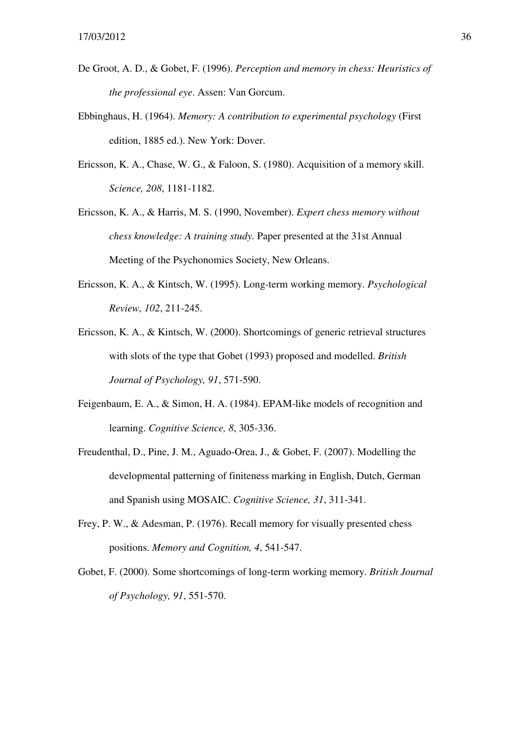De Groot, A. D., & Gobet, F. (1996). *Perception and memory in chess: Heuristics of the professional eye*. Assen: Van Gorcum.

Ebbinghaus, H. (1964). *Memory: A contribution to experimental psychology* (First edition, 1885 ed.). New York: Dover.

Ericsson, K. A., Chase, W. G., & Faloon, S. (1980). Acquisition of a memory skill. *Science, 208*, 1181-1182.

Ericsson, K. A., & Harris, M. S. (1990, November). *Expert chess memory without chess knowledge: A training study.* Paper presented at the 31st Annual Meeting of the Psychonomics Society, New Orleans.

Ericsson, K. A., & Kintsch, W. (1995). Long-term working memory. *Psychological Review, 102*, 211-245.

Ericsson, K. A., & Kintsch, W. (2000). Shortcomings of generic retrieval structures with slots of the type that Gobet (1993) proposed and modelled. *British Journal of Psychology, 91*, 571-590.

Feigenbaum, E. A., & Simon, H. A. (1984). EPAM-like models of recognition and learning. *Cognitive Science, 8*, 305-336.

Freudenthal, D., Pine, J. M., Aguado-Orea, J., & Gobet, F. (2007). Modelling the developmental patterning of finiteness marking in English, Dutch, German and Spanish using MOSAIC. *Cognitive Science, 31*, 311-341.

Frey, P. W., & Adesman, P. (1976). Recall memory for visually presented chess positions. *Memory and Cognition, 4*, 541-547.

Gobet, F. (2000). Some shortcomings of long-term working memory. *British Journal of Psychology, 91*, 551-570.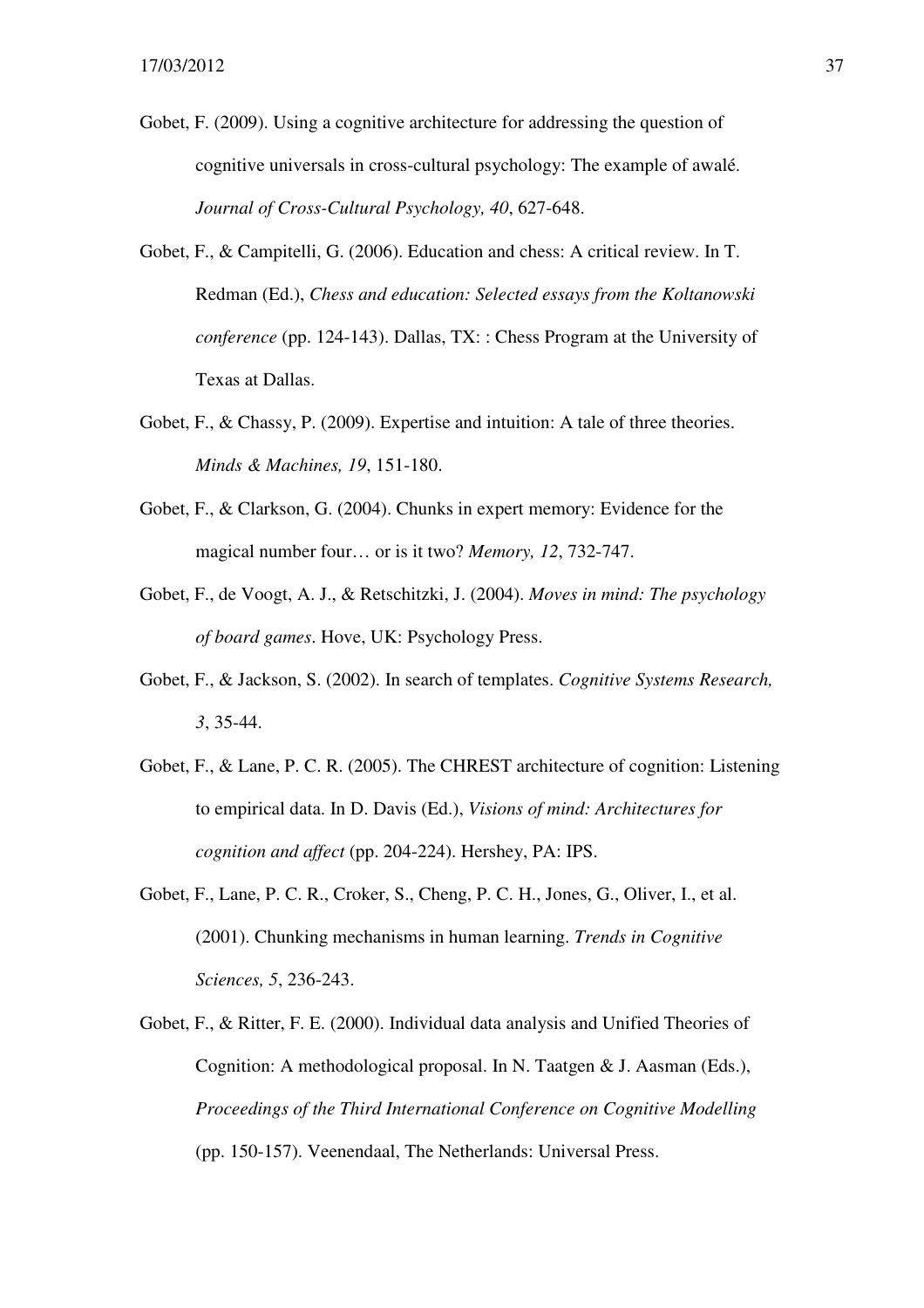Gobet, F. (2009). Using a cognitive architecture for addressing the question of cognitive universals in cross-cultural psychology: The example of awalé. *Journal of Cross-Cultural Psychology, 40*, 627-648.

Gobet, F., & Campitelli, G. (2006). Education and chess: A critical review. In T. Redman (Ed.), *Chess and education: Selected essays from the Koltanowski conference* (pp. 124-143). Dallas, TX: : Chess Program at the University of Texas at Dallas.

Gobet, F., & Chassy, P. (2009). Expertise and intuition: A tale of three theories. *Minds & Machines, 19*, 151-180.

Gobet, F., & Clarkson, G. (2004). Chunks in expert memory: Evidence for the magical number four… or is it two? *Memory, 12*, 732-747.

Gobet, F., de Voogt, A. J., & Retschitzki, J. (2004). *Moves in mind: The psychology of board games*. Hove, UK: Psychology Press.

Gobet, F., & Jackson, S. (2002). In search of templates. *Cognitive Systems Research, 3*, 35-44.

Gobet, F., & Lane, P. C. R. (2005). The CHREST architecture of cognition: Listening to empirical data. In D. Davis (Ed.), *Visions of mind: Architectures for cognition and affect* (pp. 204-224). Hershey, PA: IPS.

Gobet, F., Lane, P. C. R., Croker, S., Cheng, P. C. H., Jones, G., Oliver, I., et al. (2001). Chunking mechanisms in human learning. *Trends in Cognitive Sciences, 5*, 236-243.

Gobet, F., & Ritter, F. E. (2000). Individual data analysis and Unified Theories of Cognition: A methodological proposal. In N. Taatgen & J. Aasman (Eds.), *Proceedings of the Third International Conference on Cognitive Modelling* (pp. 150-157). Veenendaal, The Netherlands: Universal Press.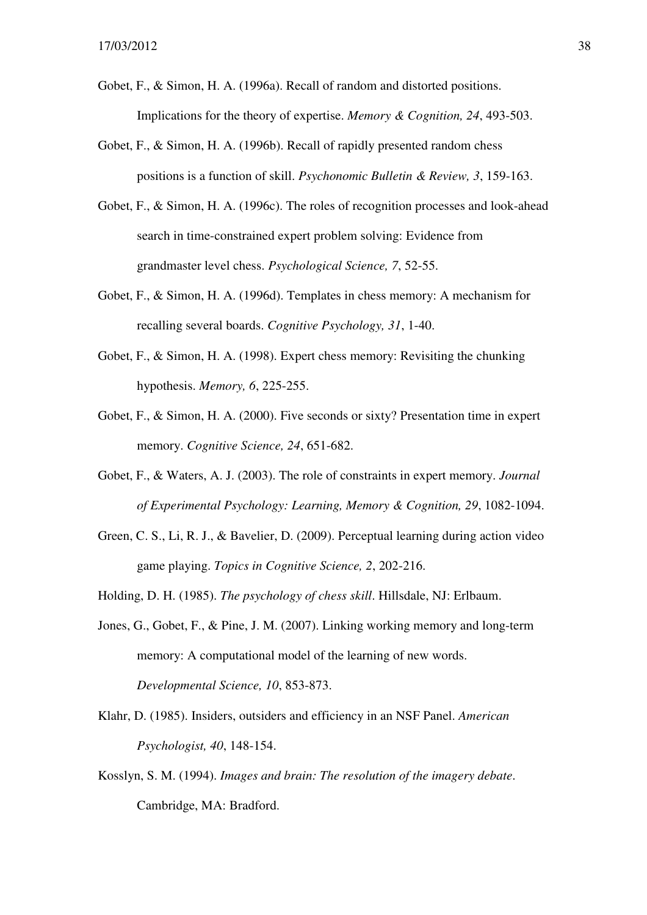Gobet, F., & Simon, H. A. (1996a). Recall of random and distorted positions. Implications for the theory of expertise. *Memory & Cognition, 24*, 493-503.

Gobet, F., & Simon, H. A. (1996b). Recall of rapidly presented random chess positions is a function of skill. *Psychonomic Bulletin & Review, 3*, 159-163.

Gobet, F., & Simon, H. A. (1996c). The roles of recognition processes and look-ahead search in time-constrained expert problem solving: Evidence from grandmaster level chess. *Psychological Science, 7*, 52-55.

Gobet, F., & Simon, H. A. (1996d). Templates in chess memory: A mechanism for recalling several boards. *Cognitive Psychology, 31*, 1-40.

Gobet, F., & Simon, H. A. (1998). Expert chess memory: Revisiting the chunking hypothesis. *Memory, 6*, 225-255.

Gobet, F., & Simon, H. A. (2000). Five seconds or sixty? Presentation time in expert memory. *Cognitive Science, 24*, 651-682.

Gobet, F., & Waters, A. J. (2003). The role of constraints in expert memory. *Journal of Experimental Psychology: Learning, Memory & Cognition, 29*, 1082-1094.

Green, C. S., Li, R. J., & Bavelier, D. (2009). Perceptual learning during action video game playing. *Topics in Cognitive Science, 2*, 202-216.

Holding, D. H. (1985). *The psychology of chess skill*. Hillsdale, NJ: Erlbaum.

Jones, G., Gobet, F., & Pine, J. M. (2007). Linking working memory and long-term memory: A computational model of the learning of new words. *Developmental Science, 10*, 853-873.

Klahr, D. (1985). Insiders, outsiders and efficiency in an NSF Panel. *American Psychologist, 40*, 148-154.

Kosslyn, S. M. (1994). *Images and brain: The resolution of the imagery debate*. Cambridge, MA: Bradford.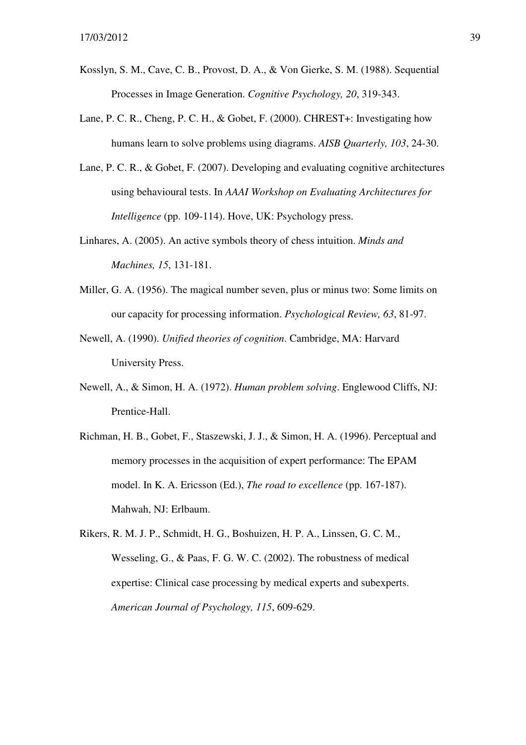Kosslyn, S. M., Cave, C. B., Provost, D. A., & Von Gierke, S. M. (1988). Sequential Processes in Image Generation. *Cognitive Psychology, 20*, 319-343.

Lane, P. C. R., Cheng, P. C. H., & Gobet, F. (2000). CHREST+: Investigating how humans learn to solve problems using diagrams. *AISB Quarterly, 103*, 24-30.

Lane, P. C. R., & Gobet, F. (2007). Developing and evaluating cognitive architectures using behavioural tests. In *AAAI Workshop on Evaluating Architectures for Intelligence* (pp. 109-114). Hove, UK: Psychology press.

Linhares, A. (2005). An active symbols theory of chess intuition. *Minds and Machines, 15*, 131-181.

Miller, G. A. (1956). The magical number seven, plus or minus two: Some limits on our capacity for processing information. *Psychological Review, 63*, 81-97.

Newell, A. (1990). *Unified theories of cognition*. Cambridge, MA: Harvard University Press.

Newell, A., & Simon, H. A. (1972). *Human problem solving*. Englewood Cliffs, NJ: Prentice-Hall.

Richman, H. B., Gobet, F., Staszewski, J. J., & Simon, H. A. (1996). Perceptual and memory processes in the acquisition of expert performance: The EPAM model. In K. A. Ericsson (Ed.), *The road to excellence* (pp. 167-187). Mahwah, NJ: Erlbaum.

Rikers, R. M. J. P., Schmidt, H. G., Boshuizen, H. P. A., Linssen, G. C. M., Wesseling, G., & Paas, F. G. W. C. (2002). The robustness of medical expertise: Clinical case processing by medical experts and subexperts. *American Journal of Psychology, 115*, 609-629.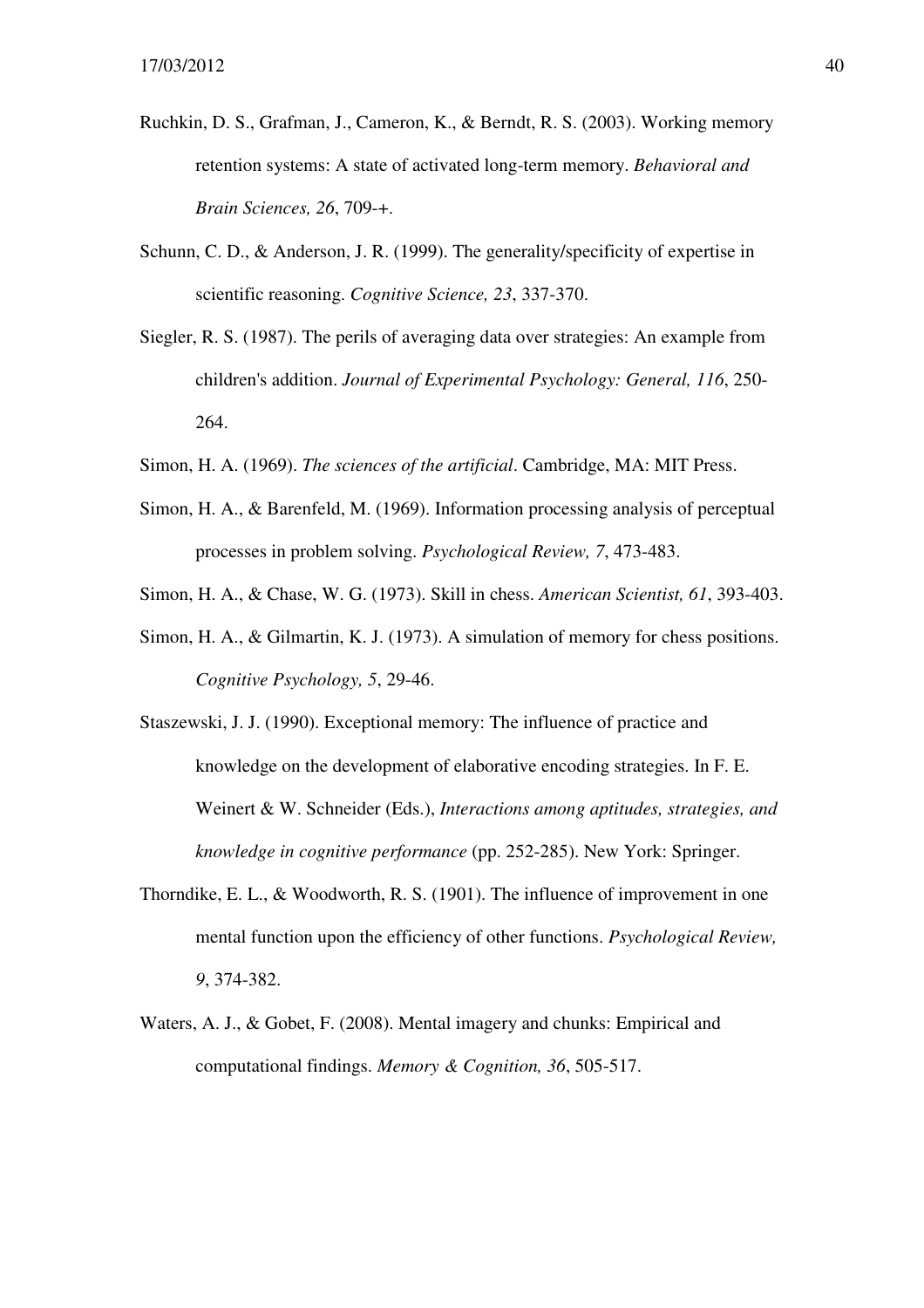Ruchkin, D. S., Grafman, J., Cameron, K., & Berndt, R. S. (2003). Working memory retention systems: A state of activated long-term memory. *Behavioral and Brain Sciences, 26*, 709-+.

Schunn, C. D., & Anderson, J. R. (1999). The generality/specificity of expertise in scientific reasoning. *Cognitive Science, 23*, 337-370.

Siegler, R. S. (1987). The perils of averaging data over strategies: An example from children's addition. *Journal of Experimental Psychology: General, 116*, 250-264.

Simon, H. A. (1969). *The sciences of the artificial*. Cambridge, MA: MIT Press.

Simon, H. A., & Barenfeld, M. (1969). Information processing analysis of perceptual processes in problem solving. *Psychological Review, 7*, 473-483.

Simon, H. A., & Chase, W. G. (1973). Skill in chess. *American Scientist, 61*, 393-403.

Simon, H. A., & Gilmartin, K. J. (1973). A simulation of memory for chess positions. *Cognitive Psychology, 5*, 29-46.

Staszewski, J. J. (1990). Exceptional memory: The influence of practice and knowledge on the development of elaborative encoding strategies. In F. E. Weinert & W. Schneider (Eds.), *Interactions among aptitudes, strategies, and knowledge in cognitive performance* (pp. 252-285). New York: Springer.

Thorndike, E. L., & Woodworth, R. S. (1901). The influence of improvement in one mental function upon the efficiency of other functions. *Psychological Review, 9*, 374-382.

Waters, A. J., & Gobet, F. (2008). Mental imagery and chunks: Empirical and computational findings. *Memory & Cognition, 36*, 505-517.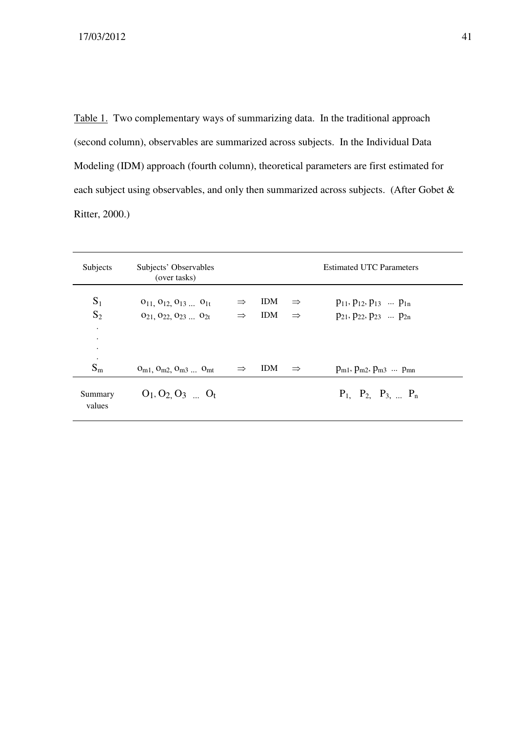Table 1. Two complementary ways of summarizing data. In the traditional approach (second column), observables are summarized across subjects. In the Individual Data Modeling (IDM) approach (fourth column), theoretical parameters are first estimated for each subject using observables, and only then summarized across subjects. (After Gobet & Ritter, 2000.)

| Subjects | Subjects' Observables (over tasks) | | | | Estimated UTC Parameters |
|---|---|---|---|---|---|
| $S_1$ | $o_{11}, o_{12}, o_{13} \ldots o_{1t}$ | $\Rightarrow$ | IDM | $\Rightarrow$ | $p_{11}, p_{12}, p_{13} \ldots p_{1n}$ |
| $S_2$ | $o_{21}, o_{22}, o_{23} \ldots o_{2t}$ | $\Rightarrow$ | IDM | $\Rightarrow$ | $p_{21}, p_{22}, p_{23} \ldots p_{2n}$ |
| . | | | | | |
| . | | | | | |
| . | | | | | |
| . | | | | | |
| $S_m$ | $o_{m1}, o_{m2}, o_{m3} \ldots o_{mt}$ | $\Rightarrow$ | IDM | $\Rightarrow$ | $p_{m1}, p_{m2}, p_{m3} \ldots p_{mn}$ |
| Summary values | $O_1, O_2, O_3 \ldots O_t$ | | | | $P_1, P_2, P_3, \ldots P_n$ |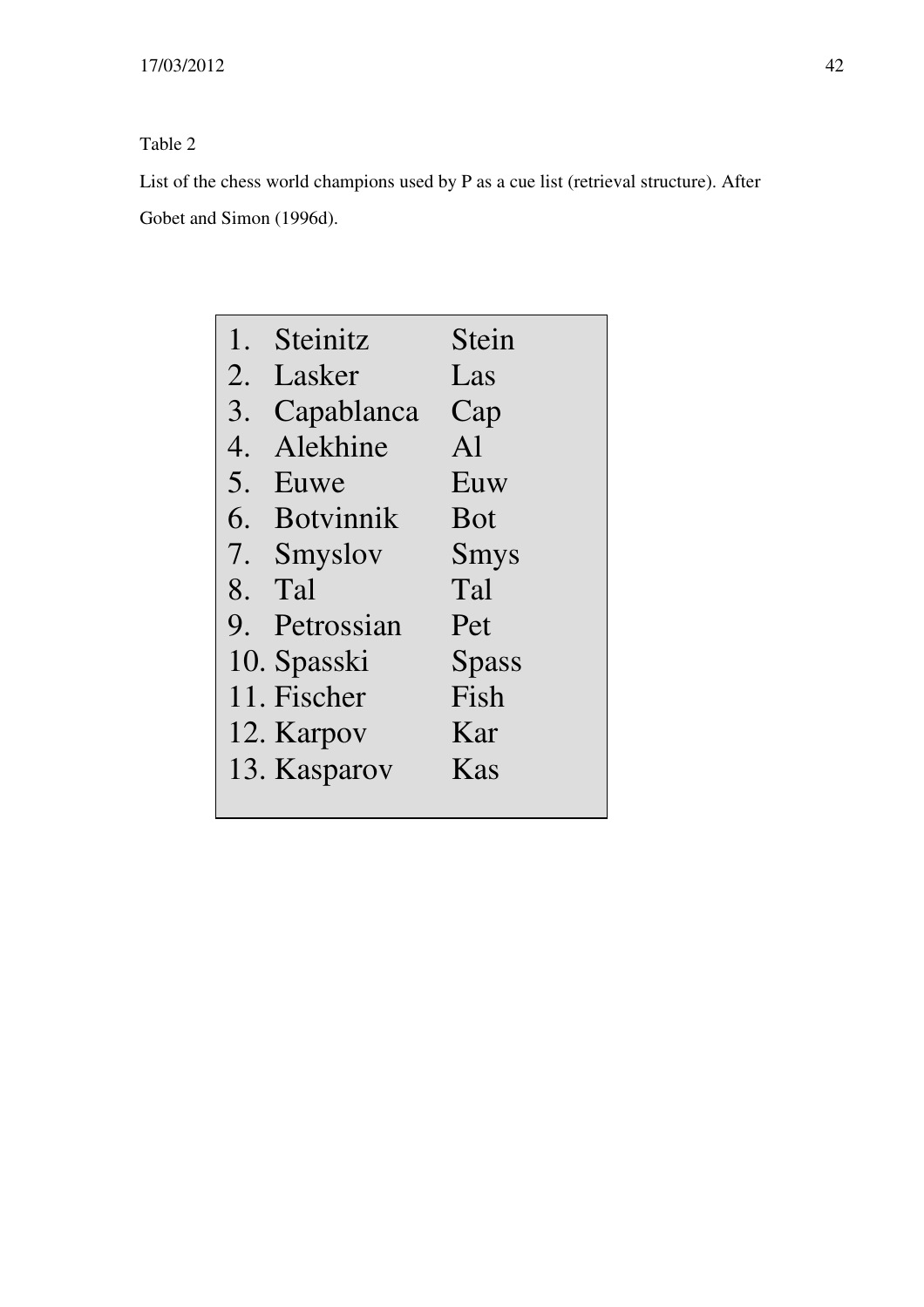Table 2

List of the chess world champions used by P as a cue list (retrieval structure). After Gobet and Simon (1996d).

| | | |
|---|---|---|
| 1. | Steinitz | Stein |
| 2. | Lasker | Las |
| 3. | Capablanca | Cap |
| 4. | Alekhine | Al |
| 5. | Euwe | Euw |
| 6. | Botvinnik | Bot |
| 7. | Smyslov | Smys |
| 8. | Tal | Tal |
| 9. | Petrossian | Pet |
| 10. | Spasski | Spass |
| 11. | Fischer | Fish |
| 12. | Karpov | Kar |
| 13. | Kasparov | Kas |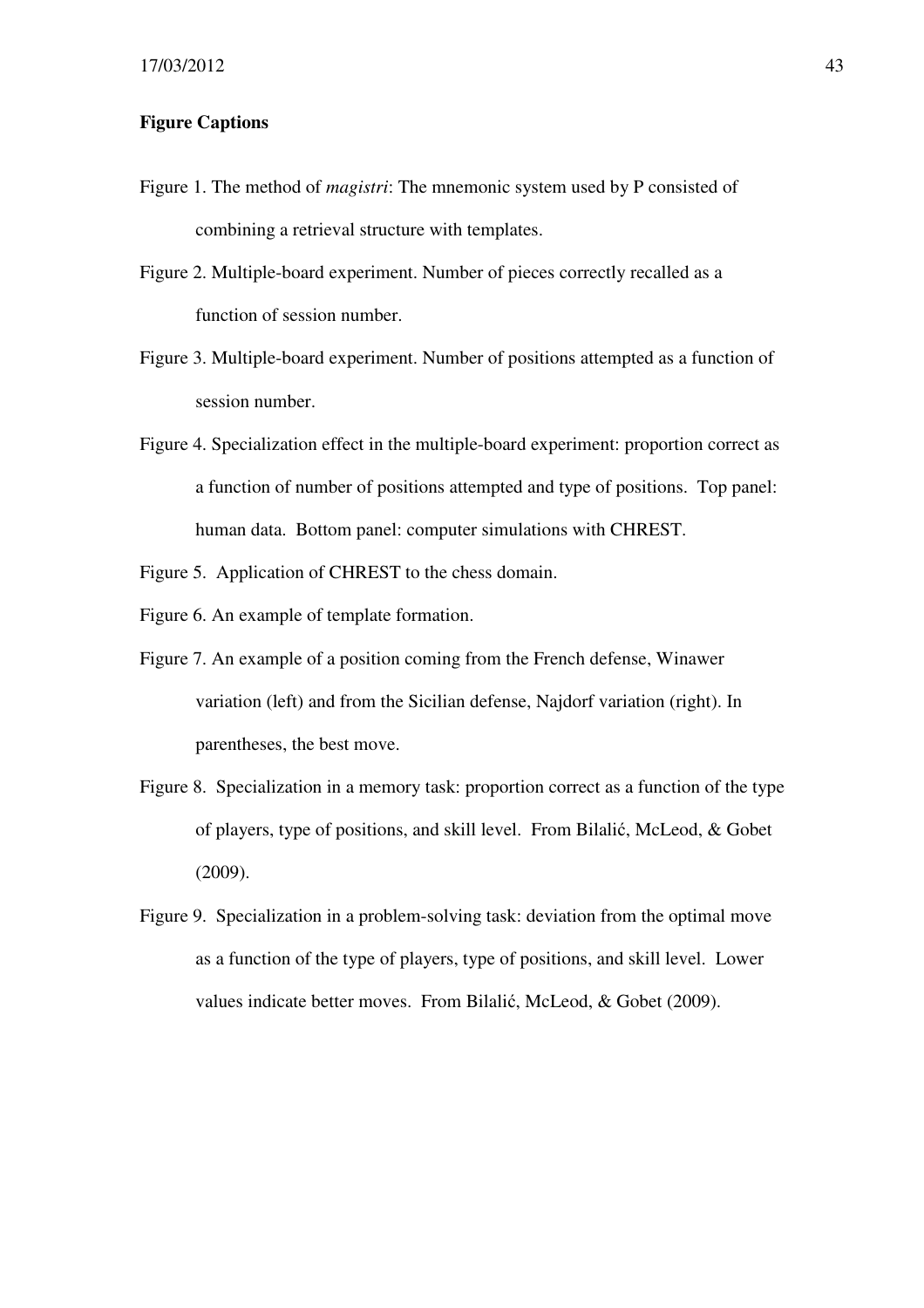**Figure Captions**

Figure 1. The method of *magistri*: The mnemonic system used by P consisted of combining a retrieval structure with templates.

Figure 2. Multiple-board experiment. Number of pieces correctly recalled as a function of session number.

Figure 3. Multiple-board experiment. Number of positions attempted as a function of session number.

Figure 4. Specialization effect in the multiple-board experiment: proportion correct as a function of number of positions attempted and type of positions. Top panel: human data. Bottom panel: computer simulations with CHREST.

Figure 5. Application of CHREST to the chess domain.

Figure 6. An example of template formation.

Figure 7. An example of a position coming from the French defense, Winawer variation (left) and from the Sicilian defense, Najdorf variation (right). In parentheses, the best move.

Figure 8. Specialization in a memory task: proportion correct as a function of the type of players, type of positions, and skill level. From Bilalić, McLeod, & Gobet (2009).

Figure 9. Specialization in a problem-solving task: deviation from the optimal move as a function of the type of players, type of positions, and skill level. Lower values indicate better moves. From Bilalić, McLeod, & Gobet (2009).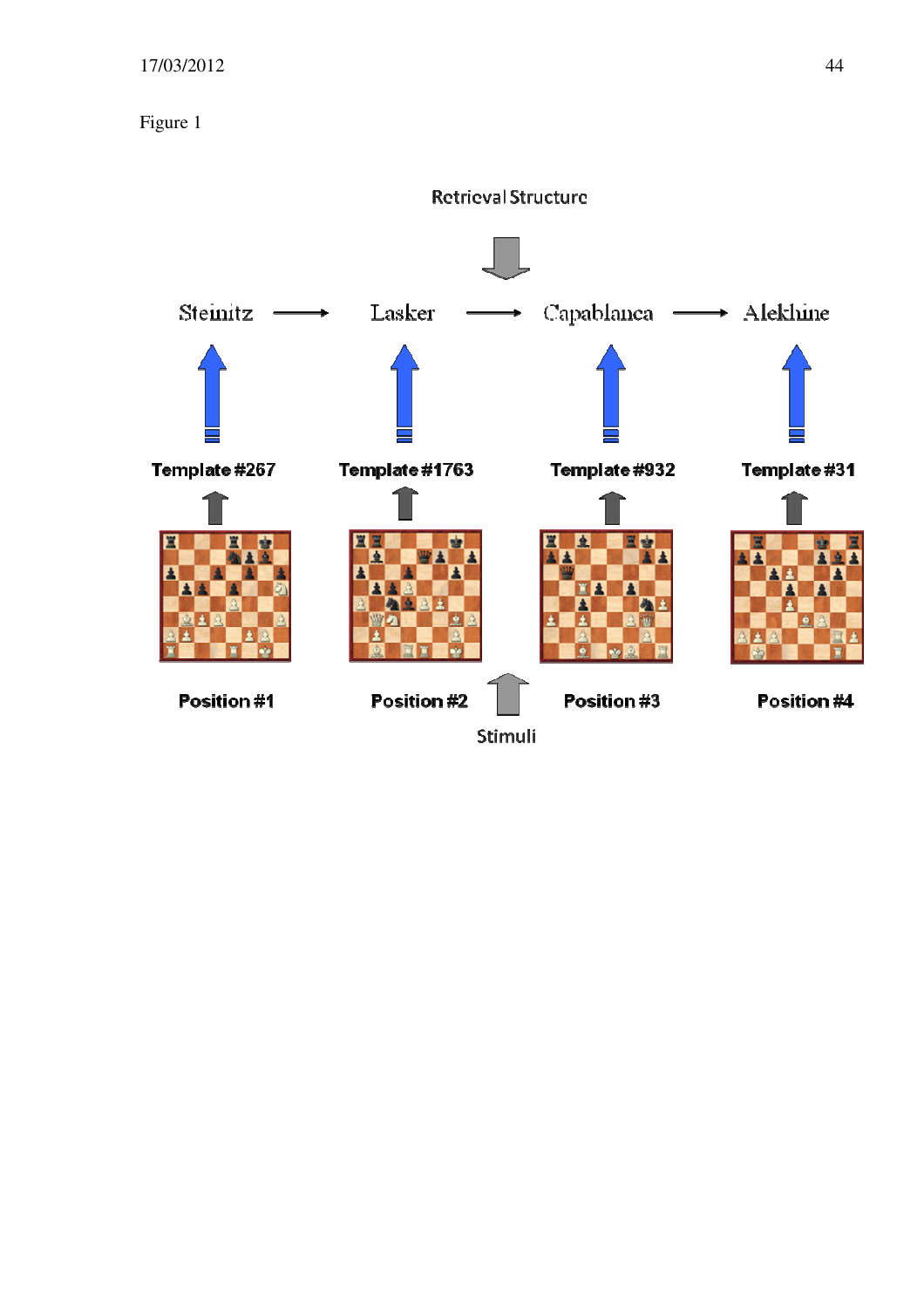Figure 1

Retrieval Structure

Steinitz → Lasker → Capablanca → Alekhine

Template #267 Template #1763 Template #932 Template #31

Position #1 Position #2 Position #3 Position #4

Stimuli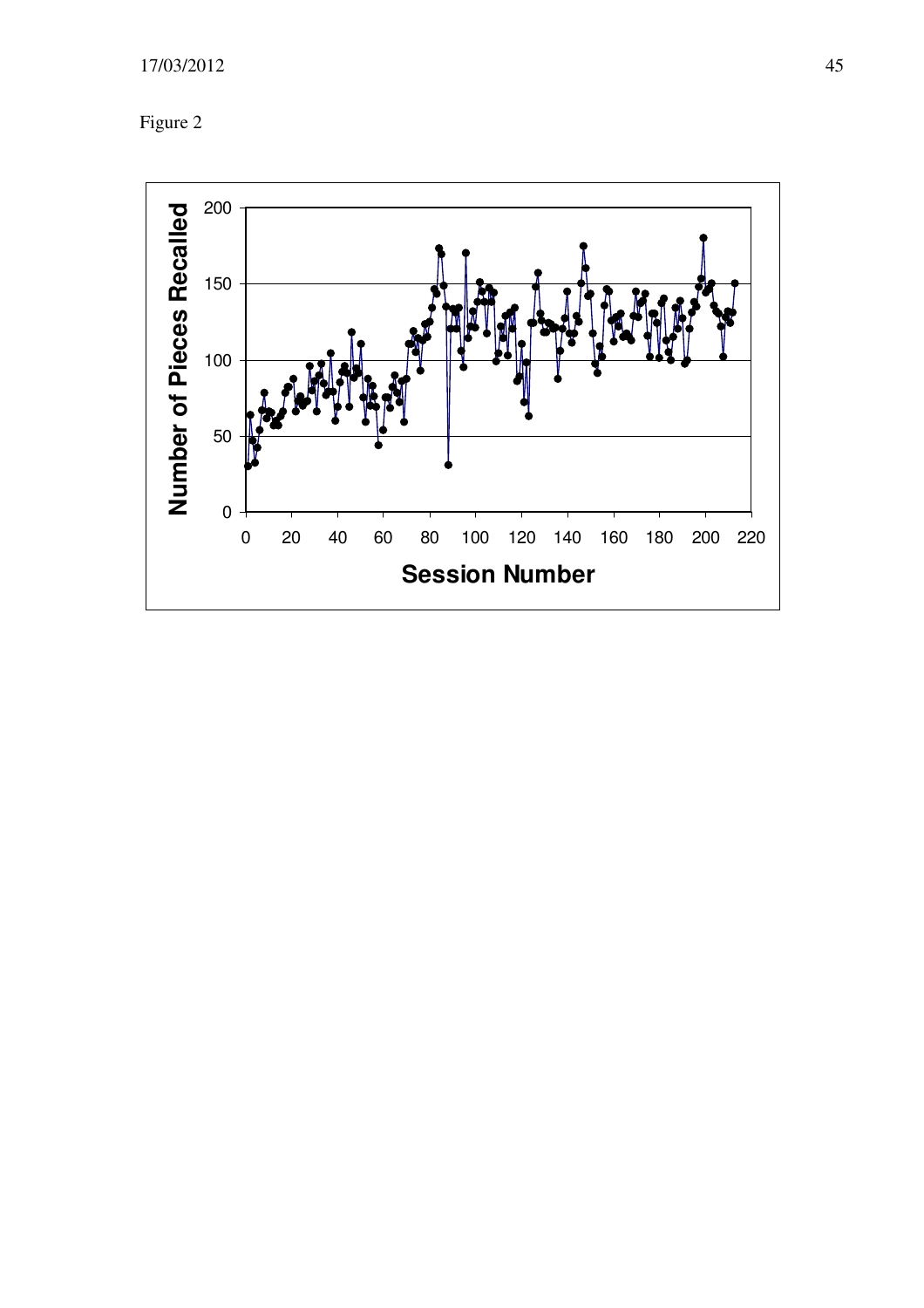Figure 2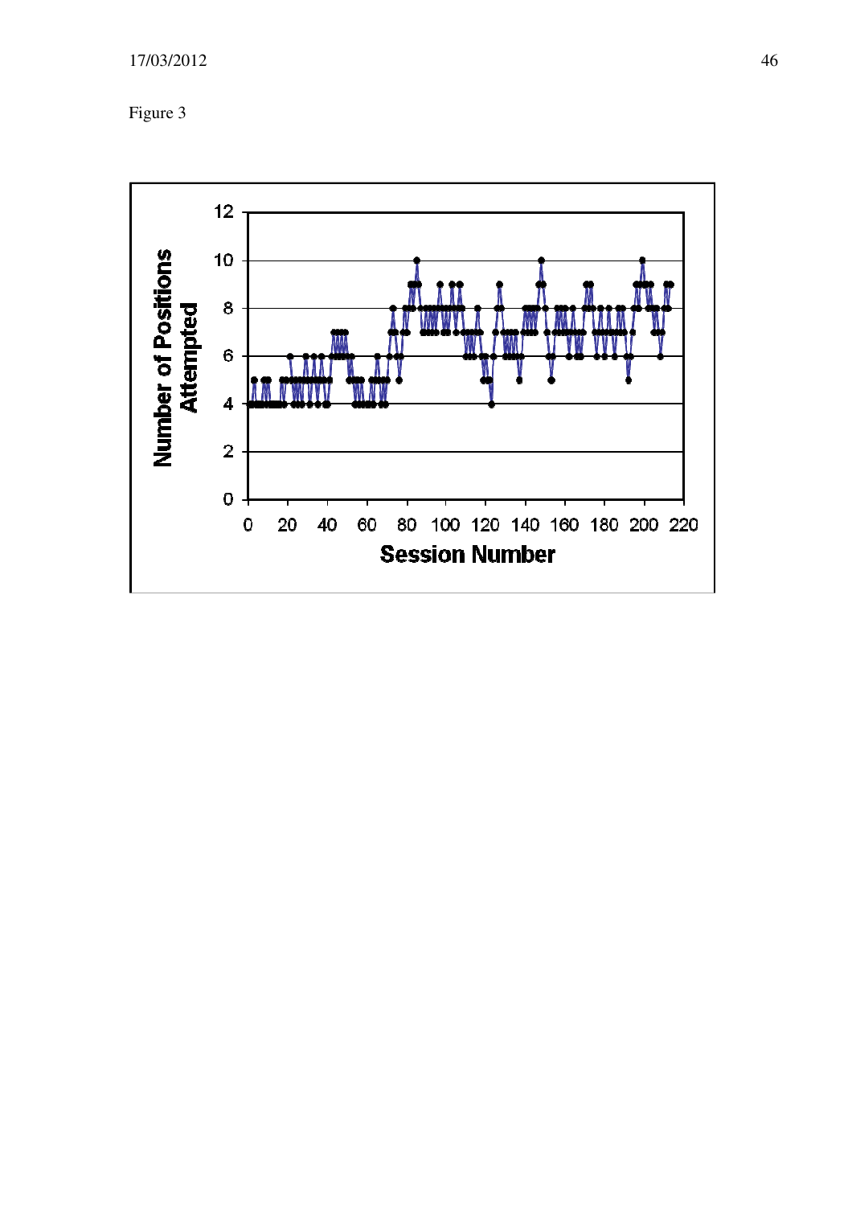Figure 3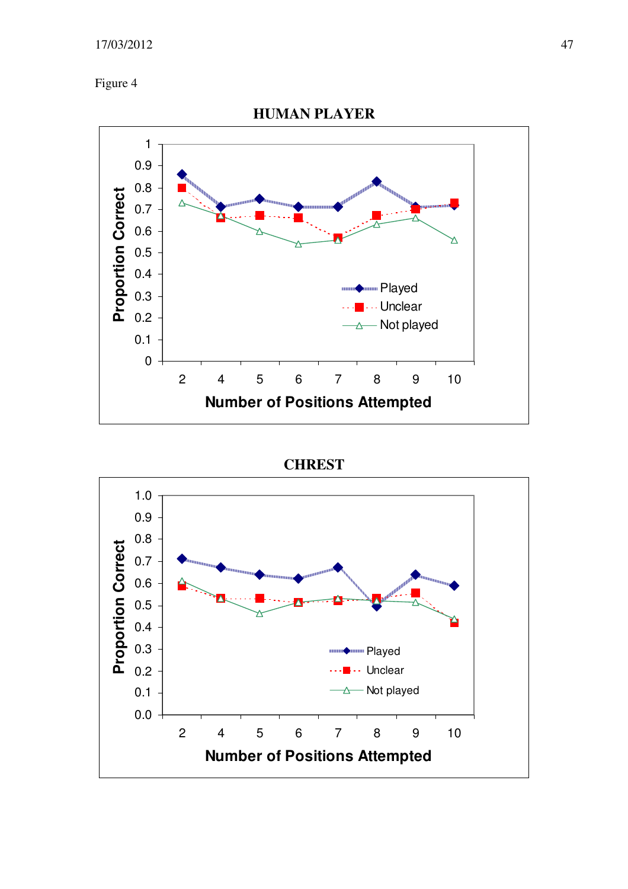Figure 4

**HUMAN PLAYER**

**CHREST**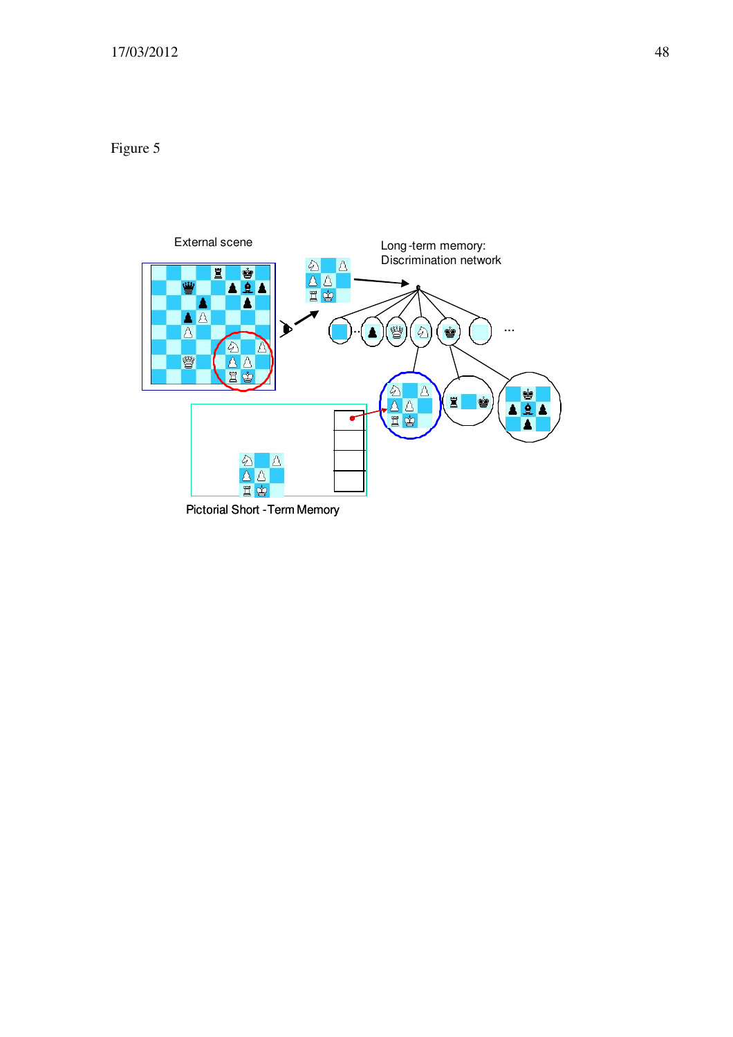Figure 5

External scene

Long-term memory: Discrimination network

Pictorial Short-Term Memory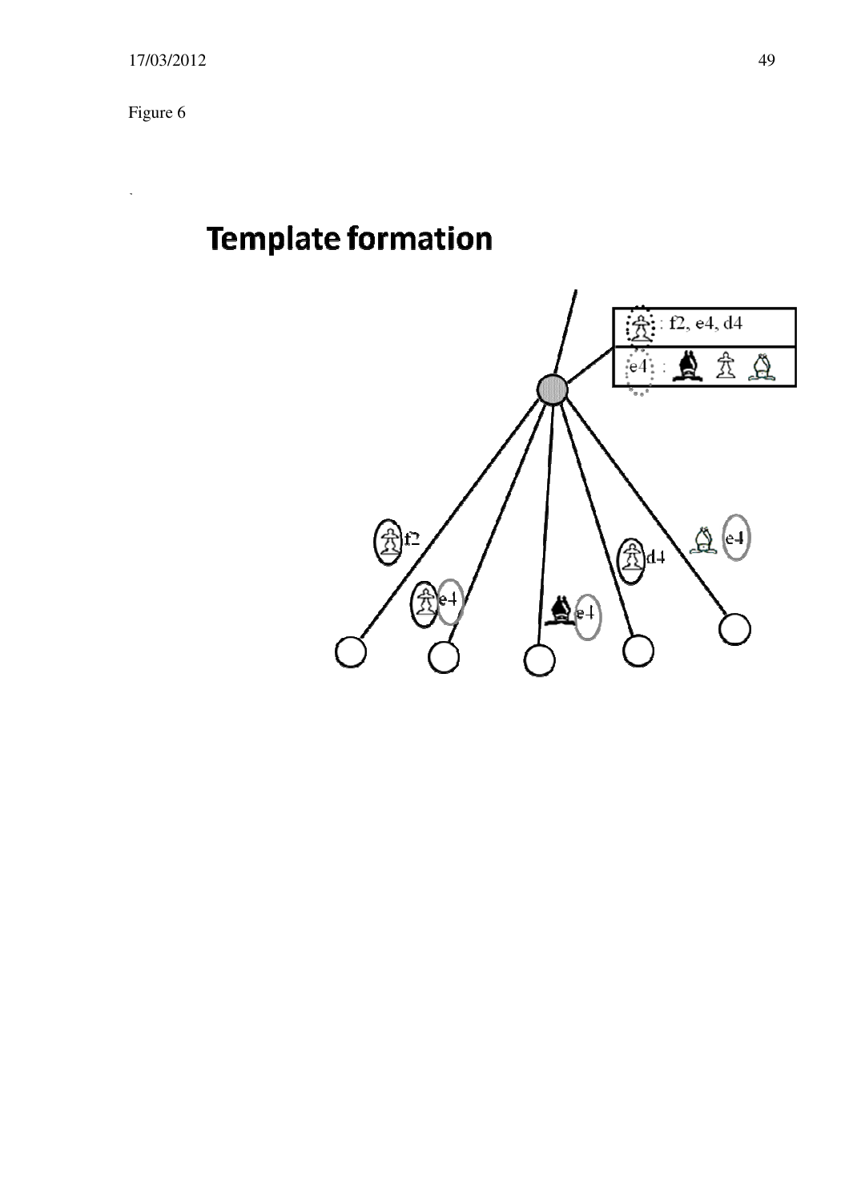Figure 6

## Template formation

| | |
|---|---|
| ♙ | : f2, e4, d4 |
| e4 | : ♝ ♙ ♗ |

♙f2

♙e4

♝e4

♙d4

♗e4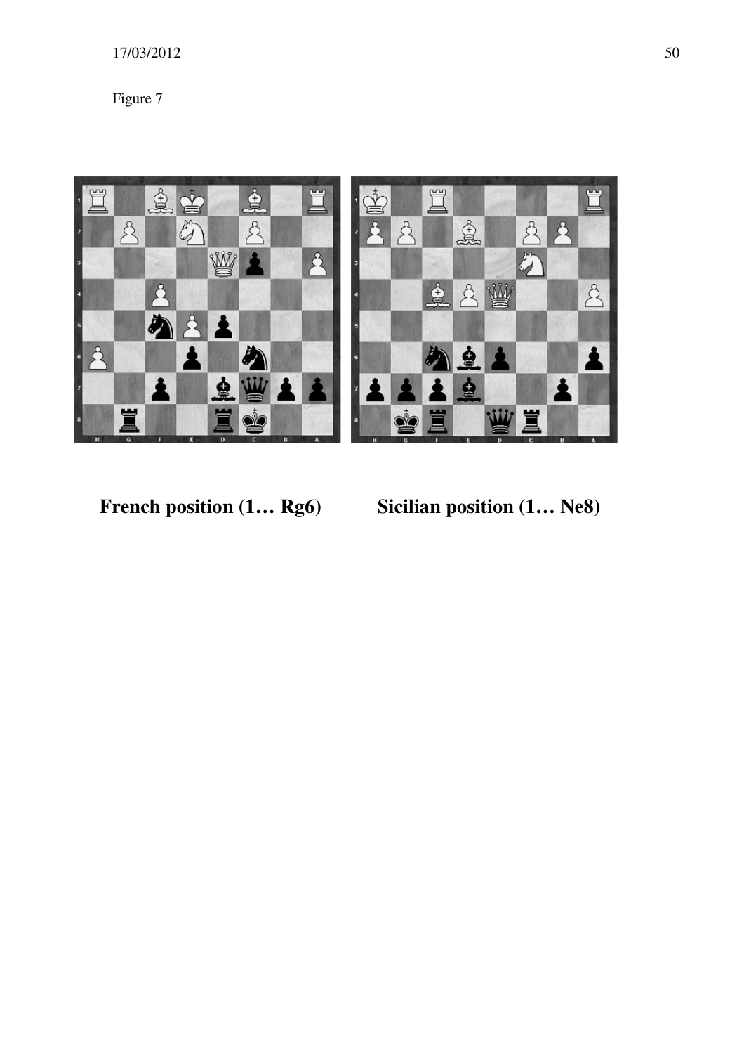Figure 7

**French position (1… Rg6)** **Sicilian position (1… Ne8)**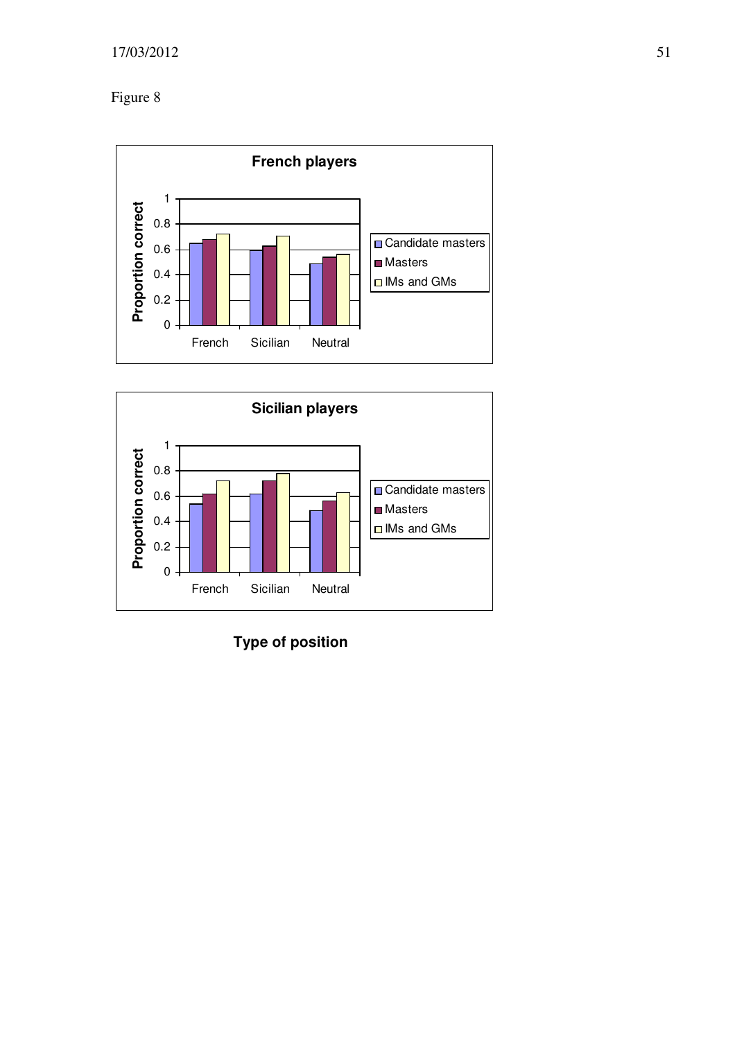Figure 8

**French players**

**Sicilian players**

**Type of position**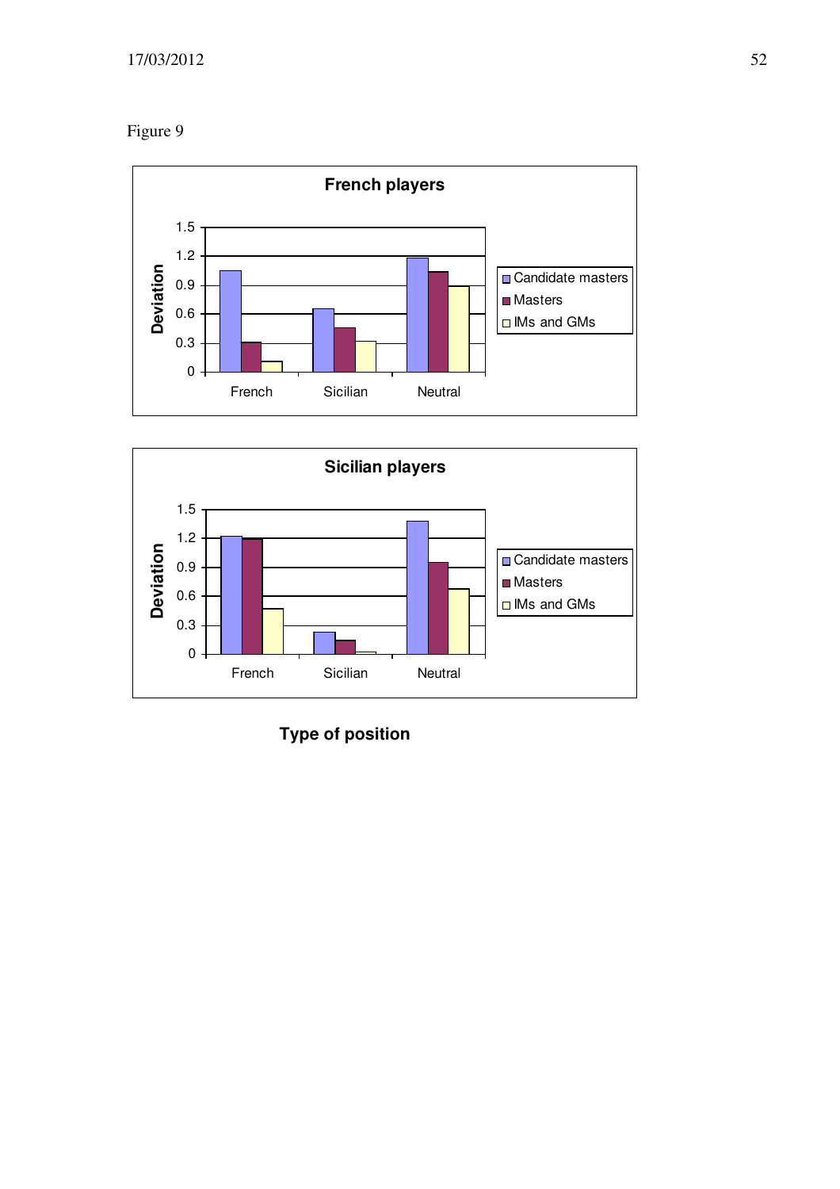Figure 9

French players

1.5
1.2
0.9
0.6
0.3
0

Deviation

French
Sicilian
Neutral

Candidate masters
Masters
IMs and GMs

Sicilian players

1.5
1.2
0.9
0.6
0.3
0

Deviation

French
Sicilian
Neutral

Candidate masters
Masters
IMs and GMs

Type of position